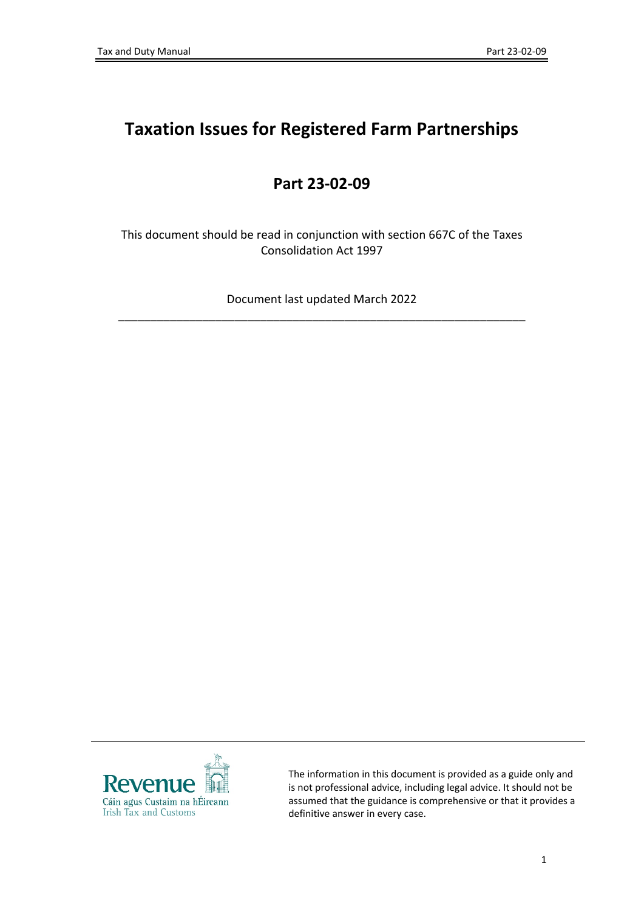# Taxation Issues for Registered Farm Partnerships

## Part 23-02-09

This document should be read in conjunction with section 667C of the Taxes Consolidation Act 1997

Document last updated March 2022

---

Revenue
Cáin agus Custaim na hÉireann
Irish Tax and Customs

The information in this document is provided as a guide only and is not professional advice, including legal advice. It should not be assumed that the guidance is comprehensive or that it provides a definitive answer in every case.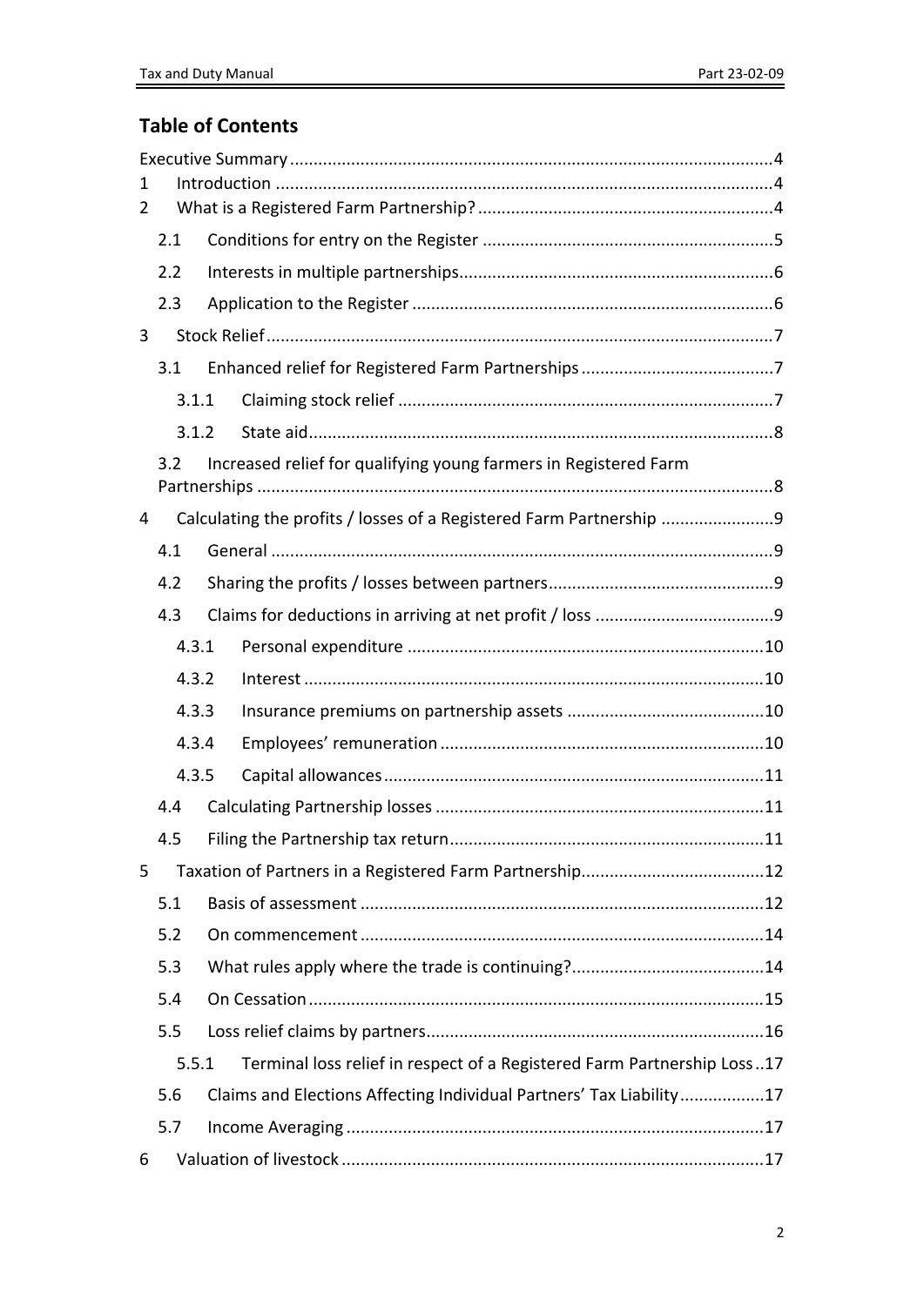## Table of Contents

Executive Summary ....................................................................................................4

1 Introduction ........................................................................................................4

2 What is a Registered Farm Partnership? ..............................................................4

2.1 Conditions for entry on the Register .............................................................5

2.2 Interests in multiple partnerships..................................................................6

2.3 Application to the Register ............................................................................6

3 Stock Relief ...........................................................................................................7

3.1 Enhanced relief for Registered Farm Partnerships .........................................7

3.1.1 Claiming stock relief ...............................................................................7

3.1.2 State aid..................................................................................................8

3.2 Increased relief for qualifying young farmers in Registered Farm Partnerships ............................................................................................................8

4 Calculating the profits / losses of a Registered Farm Partnership ........................9

4.1 General .........................................................................................................9

4.2 Sharing the profits / losses between partners...............................................9

4.3 Claims for deductions in arriving at net profit / loss ......................................9

4.3.1 Personal expenditure ...........................................................................10

4.3.2 Interest .................................................................................................10

4.3.3 Insurance premiums on partnership assets ..........................................10

4.3.4 Employees' remuneration ....................................................................10

4.3.5 Capital allowances ................................................................................11

4.4 Calculating Partnership losses .....................................................................11

4.5 Filing the Partnership tax return..................................................................11

5 Taxation of Partners in a Registered Farm Partnership.......................................12

5.1 Basis of assessment .....................................................................................12

5.2 On commencement .....................................................................................14

5.3 What rules apply where the trade is continuing?.........................................14

5.4 On Cessation ................................................................................................15

5.5 Loss relief claims by partners.......................................................................16

5.5.1 Terminal loss relief in respect of a Registered Farm Partnership Loss ..17

5.6 Claims and Elections Affecting Individual Partners' Tax Liability..................17

5.7 Income Averaging ........................................................................................17

6 Valuation of livestock .........................................................................................17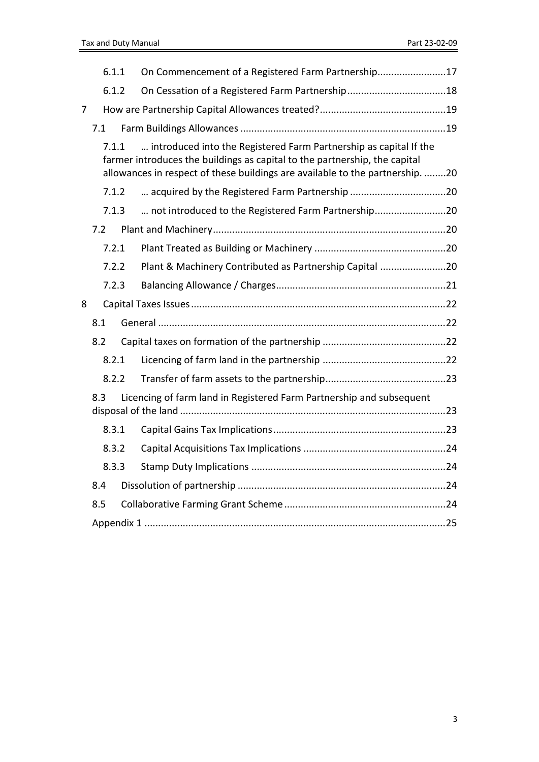- 6.1.1 On Commencement of a Registered Farm Partnership.........................17
- 6.1.2 On Cessation of a Registered Farm Partnership....................................18

7 How are Partnership Capital Allowances treated?..............................................19

- 7.1 Farm Buildings Allowances ...........................................................................19
  - 7.1.1 … introduced into the Registered Farm Partnership as capital If the farmer introduces the buildings as capital to the partnership, the capital allowances in respect of these buildings are available to the partnership. ........20
  - 7.1.2 … acquired by the Registered Farm Partnership ...................................20
  - 7.1.3 … not introduced to the Registered Farm Partnership..........................20
- 7.2 Plant and Machinery.....................................................................................20
  - 7.2.1 Plant Treated as Building or Machinery ................................................20
  - 7.2.2 Plant & Machinery Contributed as Partnership Capital ........................20
  - 7.2.3 Balancing Allowance / Charges.............................................................21

8 Capital Taxes Issues ............................................................................................22

- 8.1 General .........................................................................................................22
- 8.2 Capital taxes on formation of the partnership .............................................22
  - 8.2.1 Licencing of farm land in the partnership .............................................22
  - 8.2.2 Transfer of farm assets to the partnership............................................23
- 8.3 Licencing of farm land in Registered Farm Partnership and subsequent disposal of the land .................................................................................................23
  - 8.3.1 Capital Gains Tax Implications...............................................................23
  - 8.3.2 Capital Acquisitions Tax Implications ....................................................24
  - 8.3.3 Stamp Duty Implications .......................................................................24
- 8.4 Dissolution of partnership ............................................................................24
- 8.5 Collaborative Farming Grant Scheme...........................................................24

Appendix 1 .............................................................................................................25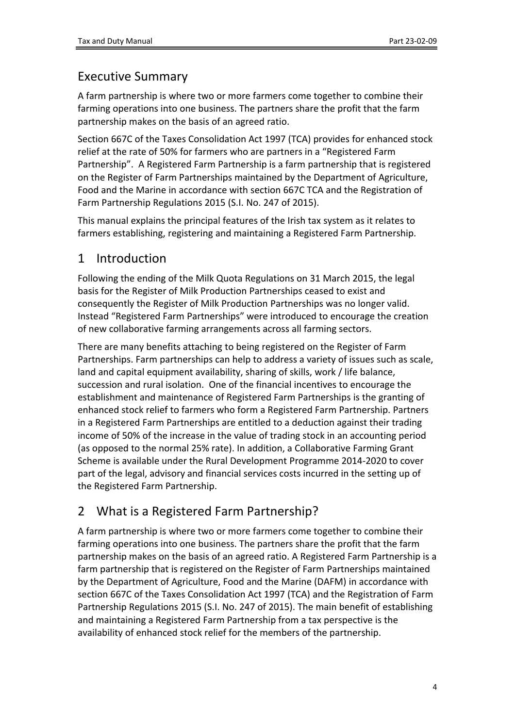## Executive Summary

A farm partnership is where two or more farmers come together to combine their farming operations into one business. The partners share the profit that the farm partnership makes on the basis of an agreed ratio.

Section 667C of the Taxes Consolidation Act 1997 (TCA) provides for enhanced stock relief at the rate of 50% for farmers who are partners in a "Registered Farm Partnership". A Registered Farm Partnership is a farm partnership that is registered on the Register of Farm Partnerships maintained by the Department of Agriculture, Food and the Marine in accordance with section 667C TCA and the Registration of Farm Partnership Regulations 2015 (S.I. No. 247 of 2015).

This manual explains the principal features of the Irish tax system as it relates to farmers establishing, registering and maintaining a Registered Farm Partnership.

## 1 Introduction

Following the ending of the Milk Quota Regulations on 31 March 2015, the legal basis for the Register of Milk Production Partnerships ceased to exist and consequently the Register of Milk Production Partnerships was no longer valid. Instead "Registered Farm Partnerships" were introduced to encourage the creation of new collaborative farming arrangements across all farming sectors.

There are many benefits attaching to being registered on the Register of Farm Partnerships. Farm partnerships can help to address a variety of issues such as scale, land and capital equipment availability, sharing of skills, work / life balance, succession and rural isolation. One of the financial incentives to encourage the establishment and maintenance of Registered Farm Partnerships is the granting of enhanced stock relief to farmers who form a Registered Farm Partnership. Partners in a Registered Farm Partnerships are entitled to a deduction against their trading income of 50% of the increase in the value of trading stock in an accounting period (as opposed to the normal 25% rate). In addition, a Collaborative Farming Grant Scheme is available under the Rural Development Programme 2014-2020 to cover part of the legal, advisory and financial services costs incurred in the setting up of the Registered Farm Partnership.

## 2 What is a Registered Farm Partnership?

A farm partnership is where two or more farmers come together to combine their farming operations into one business. The partners share the profit that the farm partnership makes on the basis of an agreed ratio. A Registered Farm Partnership is a farm partnership that is registered on the Register of Farm Partnerships maintained by the Department of Agriculture, Food and the Marine (DAFM) in accordance with section 667C of the Taxes Consolidation Act 1997 (TCA) and the Registration of Farm Partnership Regulations 2015 (S.I. No. 247 of 2015). The main benefit of establishing and maintaining a Registered Farm Partnership from a tax perspective is the availability of enhanced stock relief for the members of the partnership.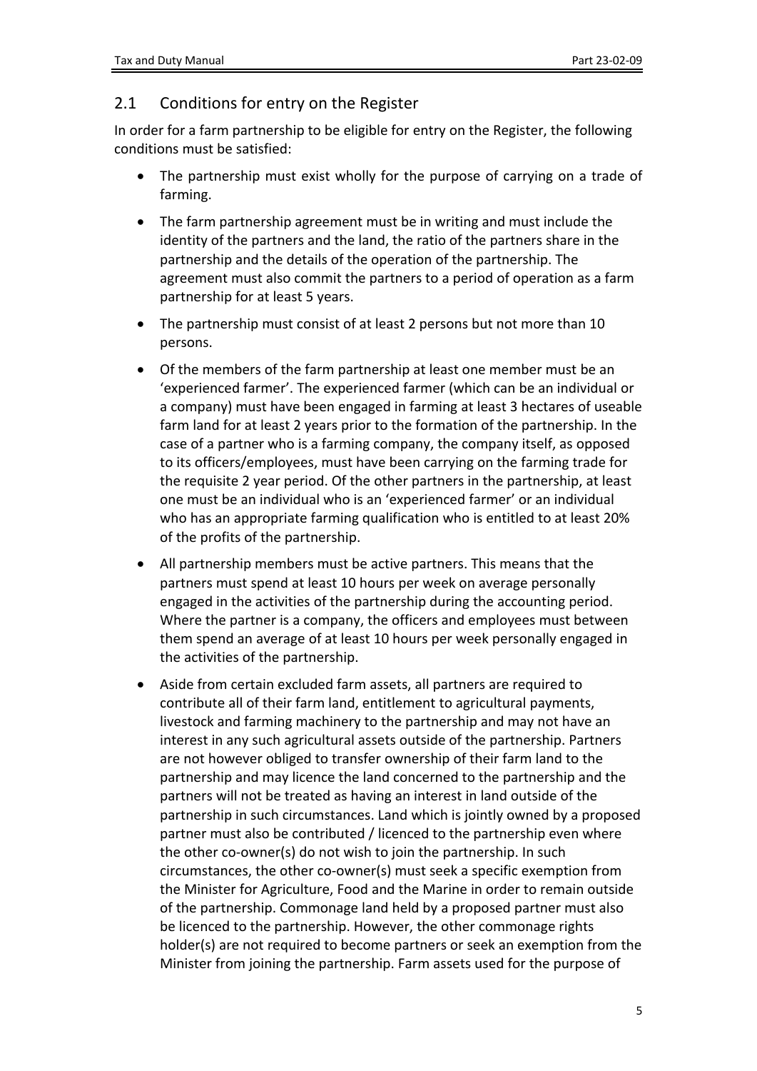## 2.1 Conditions for entry on the Register

In order for a farm partnership to be eligible for entry on the Register, the following conditions must be satisfied:

- The partnership must exist wholly for the purpose of carrying on a trade of farming.
- The farm partnership agreement must be in writing and must include the identity of the partners and the land, the ratio of the partners share in the partnership and the details of the operation of the partnership. The agreement must also commit the partners to a period of operation as a farm partnership for at least 5 years.
- The partnership must consist of at least 2 persons but not more than 10 persons.
- Of the members of the farm partnership at least one member must be an 'experienced farmer'. The experienced farmer (which can be an individual or a company) must have been engaged in farming at least 3 hectares of useable farm land for at least 2 years prior to the formation of the partnership. In the case of a partner who is a farming company, the company itself, as opposed to its officers/employees, must have been carrying on the farming trade for the requisite 2 year period. Of the other partners in the partnership, at least one must be an individual who is an 'experienced farmer' or an individual who has an appropriate farming qualification who is entitled to at least 20% of the profits of the partnership.
- All partnership members must be active partners. This means that the partners must spend at least 10 hours per week on average personally engaged in the activities of the partnership during the accounting period. Where the partner is a company, the officers and employees must between them spend an average of at least 10 hours per week personally engaged in the activities of the partnership.
- Aside from certain excluded farm assets, all partners are required to contribute all of their farm land, entitlement to agricultural payments, livestock and farming machinery to the partnership and may not have an interest in any such agricultural assets outside of the partnership. Partners are not however obliged to transfer ownership of their farm land to the partnership and may licence the land concerned to the partnership and the partners will not be treated as having an interest in land outside of the partnership in such circumstances. Land which is jointly owned by a proposed partner must also be contributed / licenced to the partnership even where the other co-owner(s) do not wish to join the partnership. In such circumstances, the other co-owner(s) must seek a specific exemption from the Minister for Agriculture, Food and the Marine in order to remain outside of the partnership. Commonage land held by a proposed partner must also be licenced to the partnership. However, the other commonage rights holder(s) are not required to become partners or seek an exemption from the Minister from joining the partnership. Farm assets used for the purpose of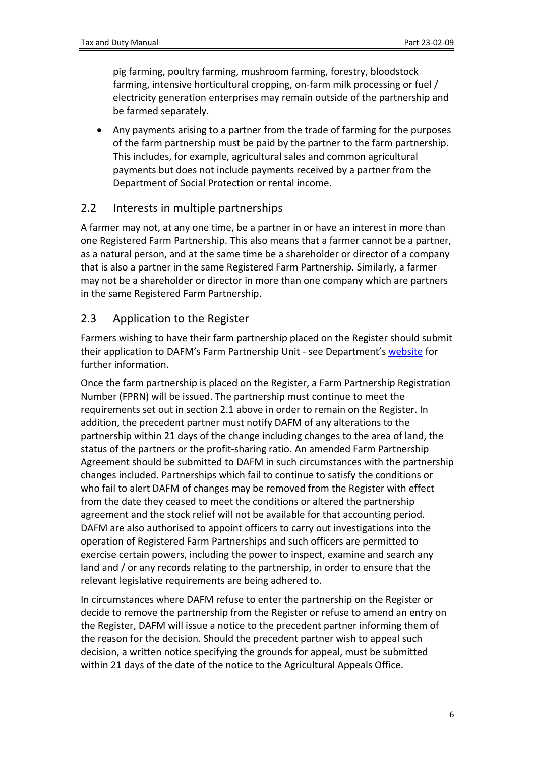pig farming, poultry farming, mushroom farming, forestry, bloodstock farming, intensive horticultural cropping, on-farm milk processing or fuel / electricity generation enterprises may remain outside of the partnership and be farmed separately.

- Any payments arising to a partner from the trade of farming for the purposes of the farm partnership must be paid by the partner to the farm partnership. This includes, for example, agricultural sales and common agricultural payments but does not include payments received by a partner from the Department of Social Protection or rental income.

## 2.2 Interests in multiple partnerships

A farmer may not, at any one time, be a partner in or have an interest in more than one Registered Farm Partnership. This also means that a farmer cannot be a partner, as a natural person, and at the same time be a shareholder or director of a company that is also a partner in the same Registered Farm Partnership. Similarly, a farmer may not be a shareholder or director in more than one company which are partners in the same Registered Farm Partnership.

## 2.3 Application to the Register

Farmers wishing to have their farm partnership placed on the Register should submit their application to DAFM's Farm Partnership Unit - see Department's website for further information.

Once the farm partnership is placed on the Register, a Farm Partnership Registration Number (FPRN) will be issued. The partnership must continue to meet the requirements set out in section 2.1 above in order to remain on the Register. In addition, the precedent partner must notify DAFM of any alterations to the partnership within 21 days of the change including changes to the area of land, the status of the partners or the profit-sharing ratio. An amended Farm Partnership Agreement should be submitted to DAFM in such circumstances with the partnership changes included. Partnerships which fail to continue to satisfy the conditions or who fail to alert DAFM of changes may be removed from the Register with effect from the date they ceased to meet the conditions or altered the partnership agreement and the stock relief will not be available for that accounting period. DAFM are also authorised to appoint officers to carry out investigations into the operation of Registered Farm Partnerships and such officers are permitted to exercise certain powers, including the power to inspect, examine and search any land and / or any records relating to the partnership, in order to ensure that the relevant legislative requirements are being adhered to.

In circumstances where DAFM refuse to enter the partnership on the Register or decide to remove the partnership from the Register or refuse to amend an entry on the Register, DAFM will issue a notice to the precedent partner informing them of the reason for the decision. Should the precedent partner wish to appeal such decision, a written notice specifying the grounds for appeal, must be submitted within 21 days of the date of the notice to the Agricultural Appeals Office.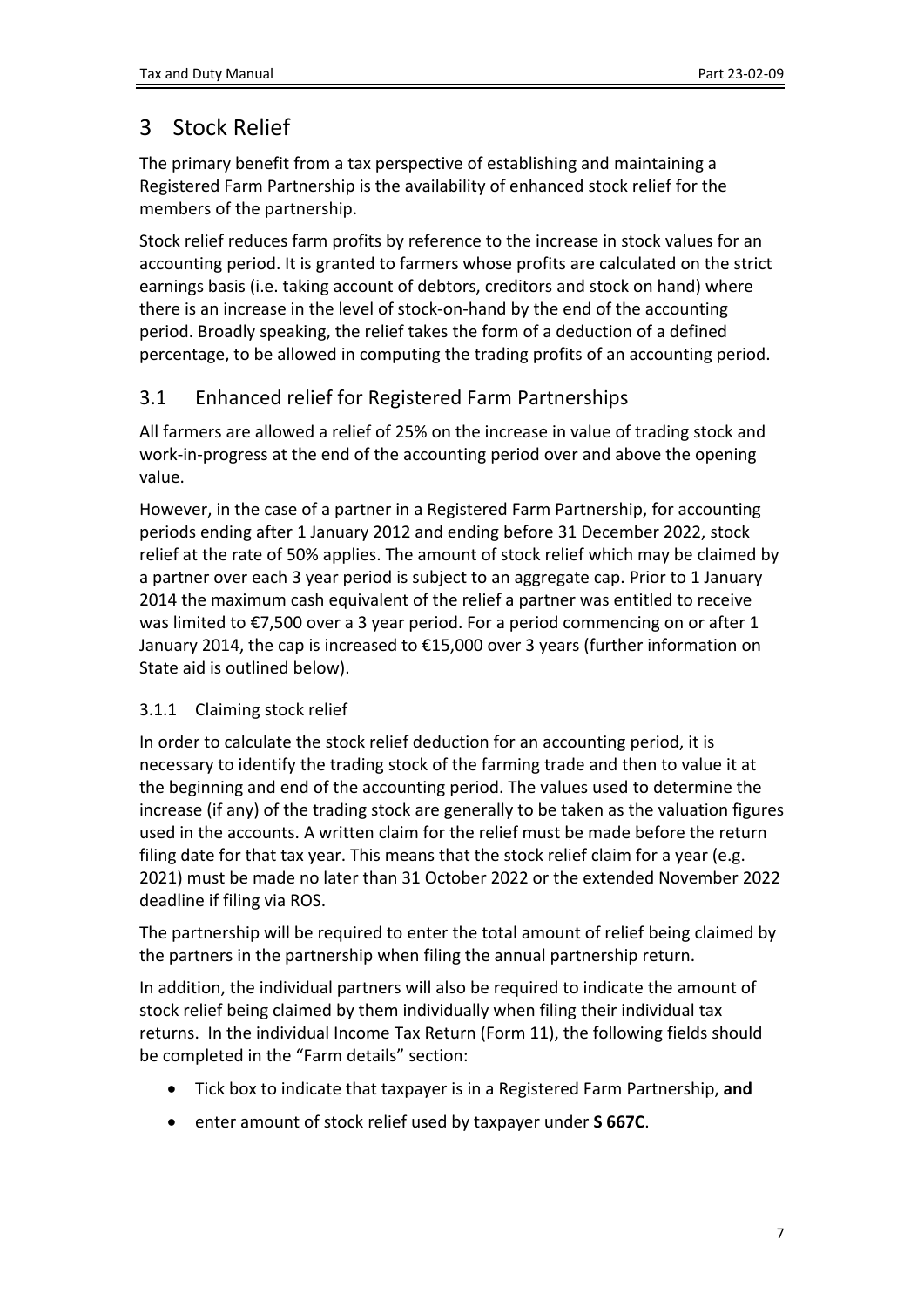# 3 Stock Relief

The primary benefit from a tax perspective of establishing and maintaining a Registered Farm Partnership is the availability of enhanced stock relief for the members of the partnership.

Stock relief reduces farm profits by reference to the increase in stock values for an accounting period. It is granted to farmers whose profits are calculated on the strict earnings basis (i.e. taking account of debtors, creditors and stock on hand) where there is an increase in the level of stock-on-hand by the end of the accounting period. Broadly speaking, the relief takes the form of a deduction of a defined percentage, to be allowed in computing the trading profits of an accounting period.

## 3.1 Enhanced relief for Registered Farm Partnerships

All farmers are allowed a relief of 25% on the increase in value of trading stock and work-in-progress at the end of the accounting period over and above the opening value.

However, in the case of a partner in a Registered Farm Partnership, for accounting periods ending after 1 January 2012 and ending before 31 December 2022, stock relief at the rate of 50% applies. The amount of stock relief which may be claimed by a partner over each 3 year period is subject to an aggregate cap. Prior to 1 January 2014 the maximum cash equivalent of the relief a partner was entitled to receive was limited to €7,500 over a 3 year period. For a period commencing on or after 1 January 2014, the cap is increased to €15,000 over 3 years (further information on State aid is outlined below).

### 3.1.1 Claiming stock relief

In order to calculate the stock relief deduction for an accounting period, it is necessary to identify the trading stock of the farming trade and then to value it at the beginning and end of the accounting period. The values used to determine the increase (if any) of the trading stock are generally to be taken as the valuation figures used in the accounts. A written claim for the relief must be made before the return filing date for that tax year. This means that the stock relief claim for a year (e.g. 2021) must be made no later than 31 October 2022 or the extended November 2022 deadline if filing via ROS.

The partnership will be required to enter the total amount of relief being claimed by the partners in the partnership when filing the annual partnership return.

In addition, the individual partners will also be required to indicate the amount of stock relief being claimed by them individually when filing their individual tax returns. In the individual Income Tax Return (Form 11), the following fields should be completed in the "Farm details" section:

- Tick box to indicate that taxpayer is in a Registered Farm Partnership, **and**
- enter amount of stock relief used by taxpayer under **S 667C**.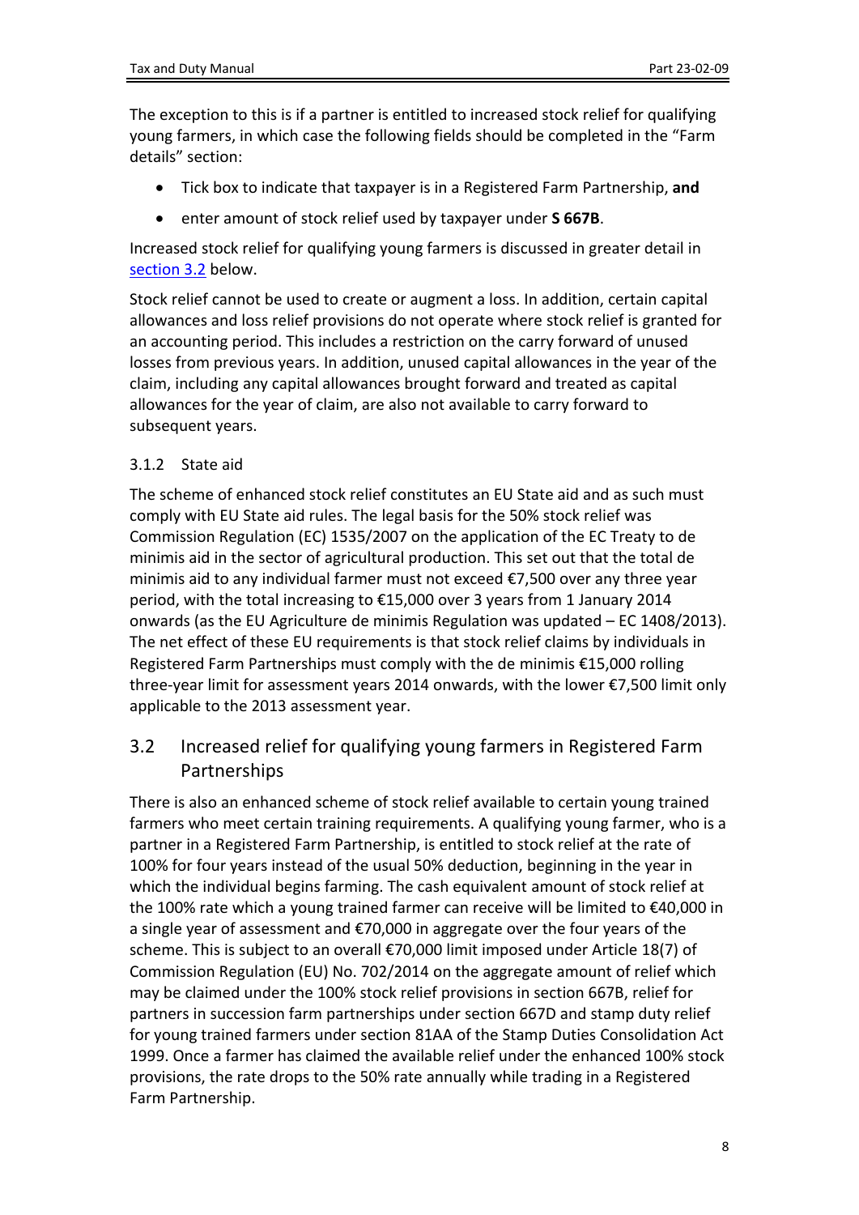The exception to this is if a partner is entitled to increased stock relief for qualifying young farmers, in which case the following fields should be completed in the "Farm details" section:

- Tick box to indicate that taxpayer is in a Registered Farm Partnership, **and**
- enter amount of stock relief used by taxpayer under **S 667B**.

Increased stock relief for qualifying young farmers is discussed in greater detail in section 3.2 below.

Stock relief cannot be used to create or augment a loss. In addition, certain capital allowances and loss relief provisions do not operate where stock relief is granted for an accounting period. This includes a restriction on the carry forward of unused losses from previous years. In addition, unused capital allowances in the year of the claim, including any capital allowances brought forward and treated as capital allowances for the year of claim, are also not available to carry forward to subsequent years.

### 3.1.2 State aid

The scheme of enhanced stock relief constitutes an EU State aid and as such must comply with EU State aid rules. The legal basis for the 50% stock relief was Commission Regulation (EC) 1535/2007 on the application of the EC Treaty to de minimis aid in the sector of agricultural production. This set out that the total de minimis aid to any individual farmer must not exceed €7,500 over any three year period, with the total increasing to €15,000 over 3 years from 1 January 2014 onwards (as the EU Agriculture de minimis Regulation was updated – EC 1408/2013). The net effect of these EU requirements is that stock relief claims by individuals in Registered Farm Partnerships must comply with the de minimis €15,000 rolling three-year limit for assessment years 2014 onwards, with the lower €7,500 limit only applicable to the 2013 assessment year.

## 3.2 Increased relief for qualifying young farmers in Registered Farm Partnerships

There is also an enhanced scheme of stock relief available to certain young trained farmers who meet certain training requirements. A qualifying young farmer, who is a partner in a Registered Farm Partnership, is entitled to stock relief at the rate of 100% for four years instead of the usual 50% deduction, beginning in the year in which the individual begins farming. The cash equivalent amount of stock relief at the 100% rate which a young trained farmer can receive will be limited to €40,000 in a single year of assessment and €70,000 in aggregate over the four years of the scheme. This is subject to an overall €70,000 limit imposed under Article 18(7) of Commission Regulation (EU) No. 702/2014 on the aggregate amount of relief which may be claimed under the 100% stock relief provisions in section 667B, relief for partners in succession farm partnerships under section 667D and stamp duty relief for young trained farmers under section 81AA of the Stamp Duties Consolidation Act 1999. Once a farmer has claimed the available relief under the enhanced 100% stock provisions, the rate drops to the 50% rate annually while trading in a Registered Farm Partnership.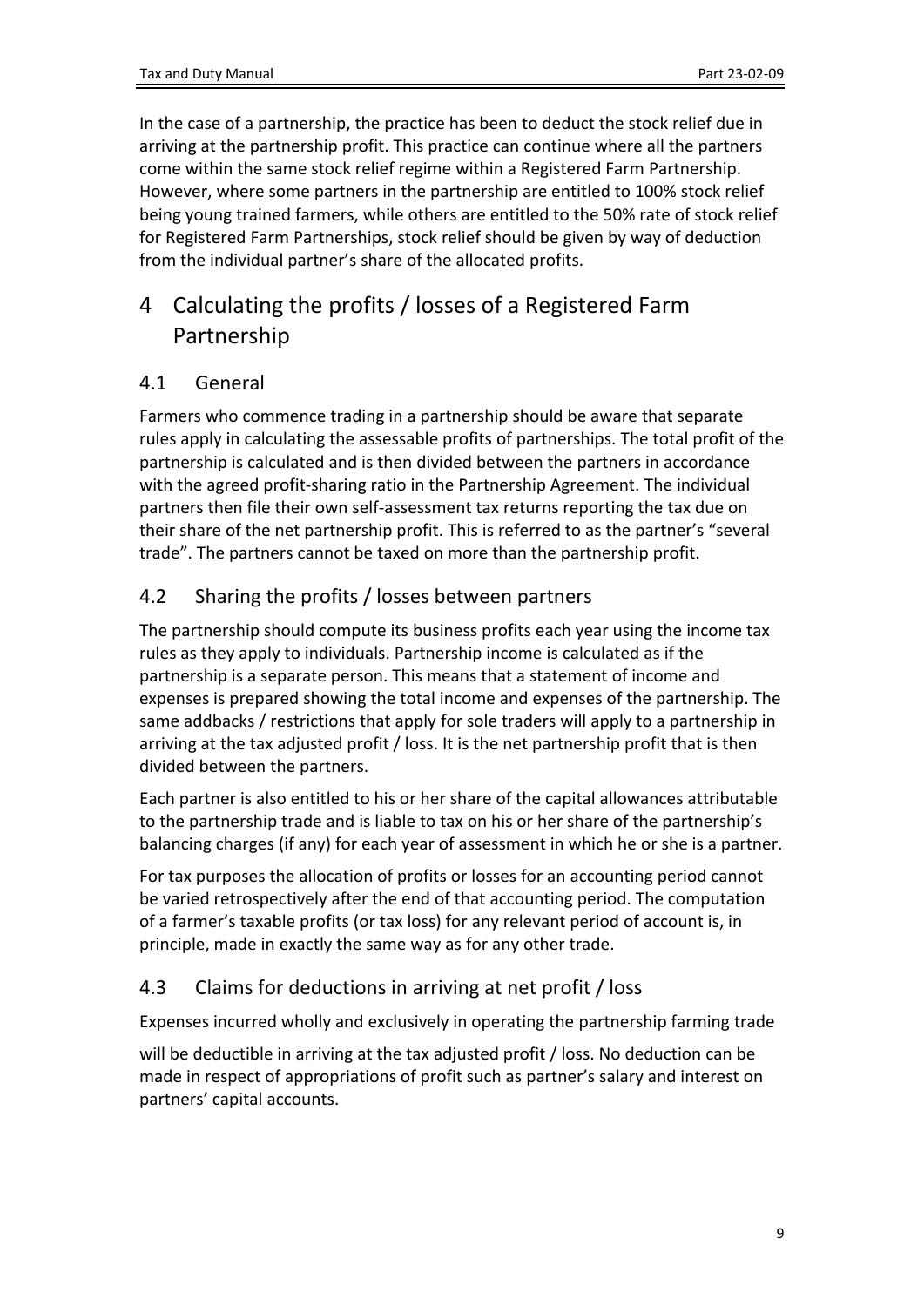In the case of a partnership, the practice has been to deduct the stock relief due in arriving at the partnership profit. This practice can continue where all the partners come within the same stock relief regime within a Registered Farm Partnership. However, where some partners in the partnership are entitled to 100% stock relief being young trained farmers, while others are entitled to the 50% rate of stock relief for Registered Farm Partnerships, stock relief should be given by way of deduction from the individual partner's share of the allocated profits.

# 4 Calculating the profits / losses of a Registered Farm Partnership

## 4.1 General

Farmers who commence trading in a partnership should be aware that separate rules apply in calculating the assessable profits of partnerships. The total profit of the partnership is calculated and is then divided between the partners in accordance with the agreed profit-sharing ratio in the Partnership Agreement. The individual partners then file their own self-assessment tax returns reporting the tax due on their share of the net partnership profit. This is referred to as the partner's "several trade". The partners cannot be taxed on more than the partnership profit.

## 4.2 Sharing the profits / losses between partners

The partnership should compute its business profits each year using the income tax rules as they apply to individuals. Partnership income is calculated as if the partnership is a separate person. This means that a statement of income and expenses is prepared showing the total income and expenses of the partnership. The same addbacks / restrictions that apply for sole traders will apply to a partnership in arriving at the tax adjusted profit / loss. It is the net partnership profit that is then divided between the partners.

Each partner is also entitled to his or her share of the capital allowances attributable to the partnership trade and is liable to tax on his or her share of the partnership's balancing charges (if any) for each year of assessment in which he or she is a partner.

For tax purposes the allocation of profits or losses for an accounting period cannot be varied retrospectively after the end of that accounting period. The computation of a farmer's taxable profits (or tax loss) for any relevant period of account is, in principle, made in exactly the same way as for any other trade.

## 4.3 Claims for deductions in arriving at net profit / loss

Expenses incurred wholly and exclusively in operating the partnership farming trade

will be deductible in arriving at the tax adjusted profit / loss. No deduction can be made in respect of appropriations of profit such as partner's salary and interest on partners' capital accounts.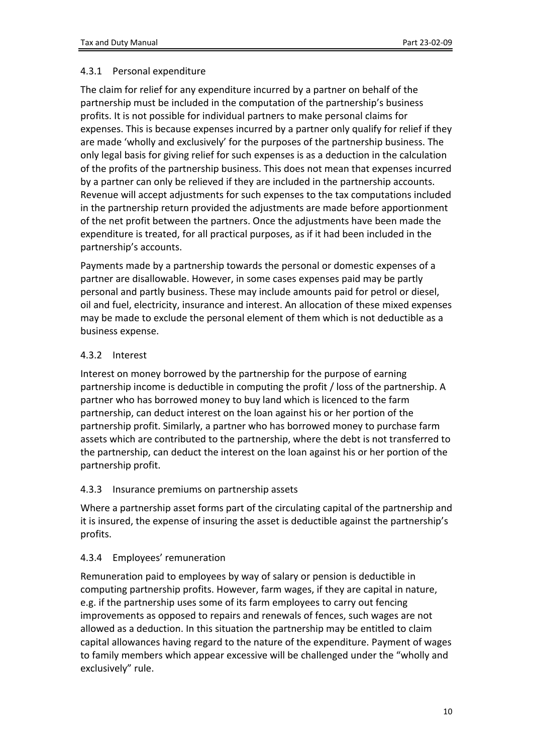#### 4.3.1 Personal expenditure

The claim for relief for any expenditure incurred by a partner on behalf of the partnership must be included in the computation of the partnership's business profits. It is not possible for individual partners to make personal claims for expenses. This is because expenses incurred by a partner only qualify for relief if they are made 'wholly and exclusively' for the purposes of the partnership business. The only legal basis for giving relief for such expenses is as a deduction in the calculation of the profits of the partnership business. This does not mean that expenses incurred by a partner can only be relieved if they are included in the partnership accounts. Revenue will accept adjustments for such expenses to the tax computations included in the partnership return provided the adjustments are made before apportionment of the net profit between the partners. Once the adjustments have been made the expenditure is treated, for all practical purposes, as if it had been included in the partnership's accounts.

Payments made by a partnership towards the personal or domestic expenses of a partner are disallowable. However, in some cases expenses paid may be partly personal and partly business. These may include amounts paid for petrol or diesel, oil and fuel, electricity, insurance and interest. An allocation of these mixed expenses may be made to exclude the personal element of them which is not deductible as a business expense.

#### 4.3.2 Interest

Interest on money borrowed by the partnership for the purpose of earning partnership income is deductible in computing the profit / loss of the partnership. A partner who has borrowed money to buy land which is licenced to the farm partnership, can deduct interest on the loan against his or her portion of the partnership profit. Similarly, a partner who has borrowed money to purchase farm assets which are contributed to the partnership, where the debt is not transferred to the partnership, can deduct the interest on the loan against his or her portion of the partnership profit.

#### 4.3.3 Insurance premiums on partnership assets

Where a partnership asset forms part of the circulating capital of the partnership and it is insured, the expense of insuring the asset is deductible against the partnership's profits.

#### 4.3.4 Employees' remuneration

Remuneration paid to employees by way of salary or pension is deductible in computing partnership profits. However, farm wages, if they are capital in nature, e.g. if the partnership uses some of its farm employees to carry out fencing improvements as opposed to repairs and renewals of fences, such wages are not allowed as a deduction. In this situation the partnership may be entitled to claim capital allowances having regard to the nature of the expenditure. Payment of wages to family members which appear excessive will be challenged under the "wholly and exclusively" rule.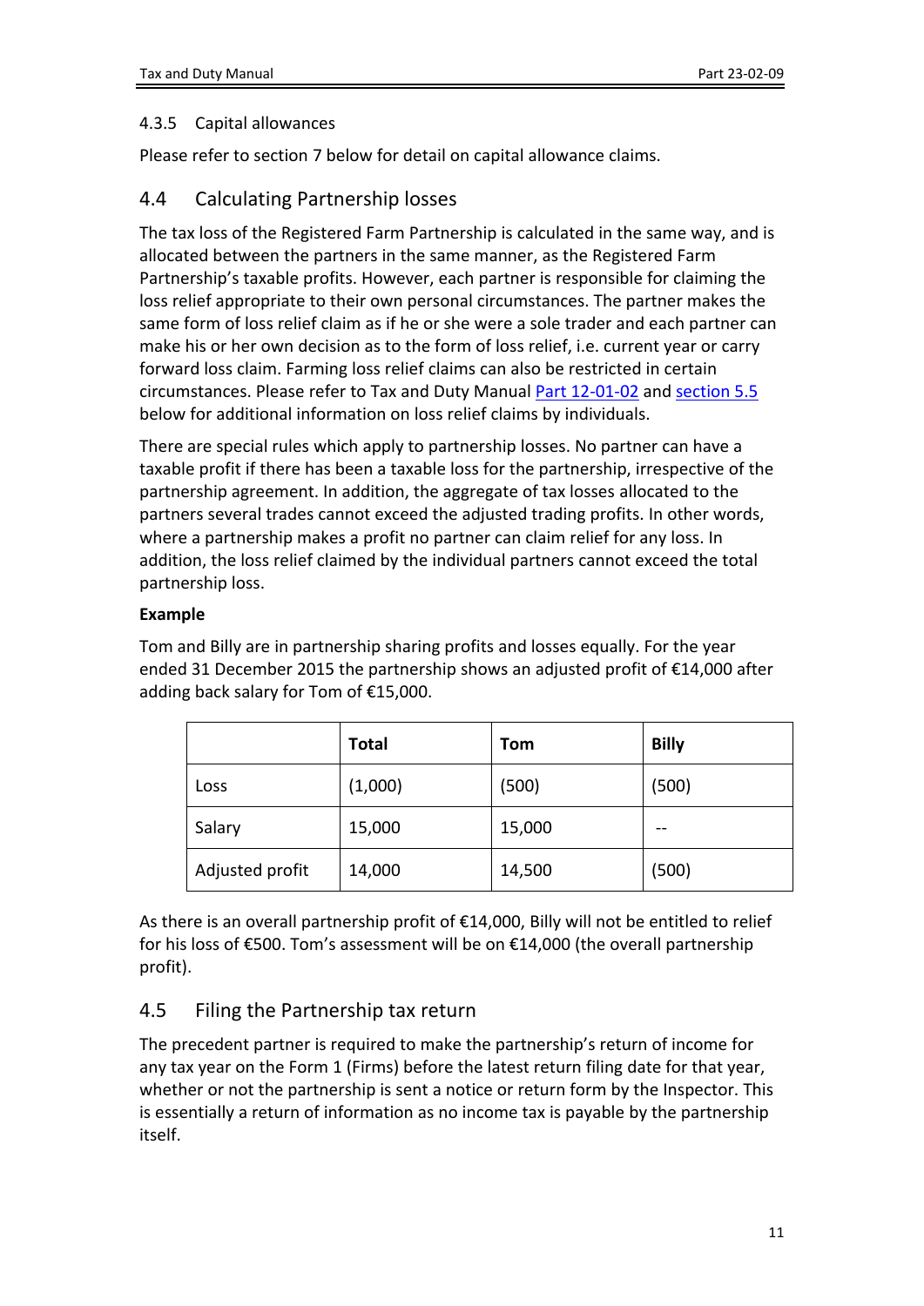#### 4.3.5 Capital allowances

Please refer to section 7 below for detail on capital allowance claims.

### 4.4 Calculating Partnership losses

The tax loss of the Registered Farm Partnership is calculated in the same way, and is allocated between the partners in the same manner, as the Registered Farm Partnership's taxable profits. However, each partner is responsible for claiming the loss relief appropriate to their own personal circumstances. The partner makes the same form of loss relief claim as if he or she were a sole trader and each partner can make his or her own decision as to the form of loss relief, i.e. current year or carry forward loss claim. Farming loss relief claims can also be restricted in certain circumstances. Please refer to Tax and Duty Manual Part 12-01-02 and section 5.5 below for additional information on loss relief claims by individuals.

There are special rules which apply to partnership losses. No partner can have a taxable profit if there has been a taxable loss for the partnership, irrespective of the partnership agreement. In addition, the aggregate of tax losses allocated to the partners several trades cannot exceed the adjusted trading profits. In other words, where a partnership makes a profit no partner can claim relief for any loss. In addition, the loss relief claimed by the individual partners cannot exceed the total partnership loss.

**Example**

Tom and Billy are in partnership sharing profits and losses equally. For the year ended 31 December 2015 the partnership shows an adjusted profit of €14,000 after adding back salary for Tom of €15,000.

| | **Total** | **Tom** | **Billy** |
|---|---|---|---|
| Loss | (1,000) | (500) | (500) |
| Salary | 15,000 | 15,000 | -- |
| Adjusted profit | 14,000 | 14,500 | (500) |

As there is an overall partnership profit of €14,000, Billy will not be entitled to relief for his loss of €500. Tom's assessment will be on €14,000 (the overall partnership profit).

### 4.5 Filing the Partnership tax return

The precedent partner is required to make the partnership's return of income for any tax year on the Form 1 (Firms) before the latest return filing date for that year, whether or not the partnership is sent a notice or return form by the Inspector. This is essentially a return of information as no income tax is payable by the partnership itself.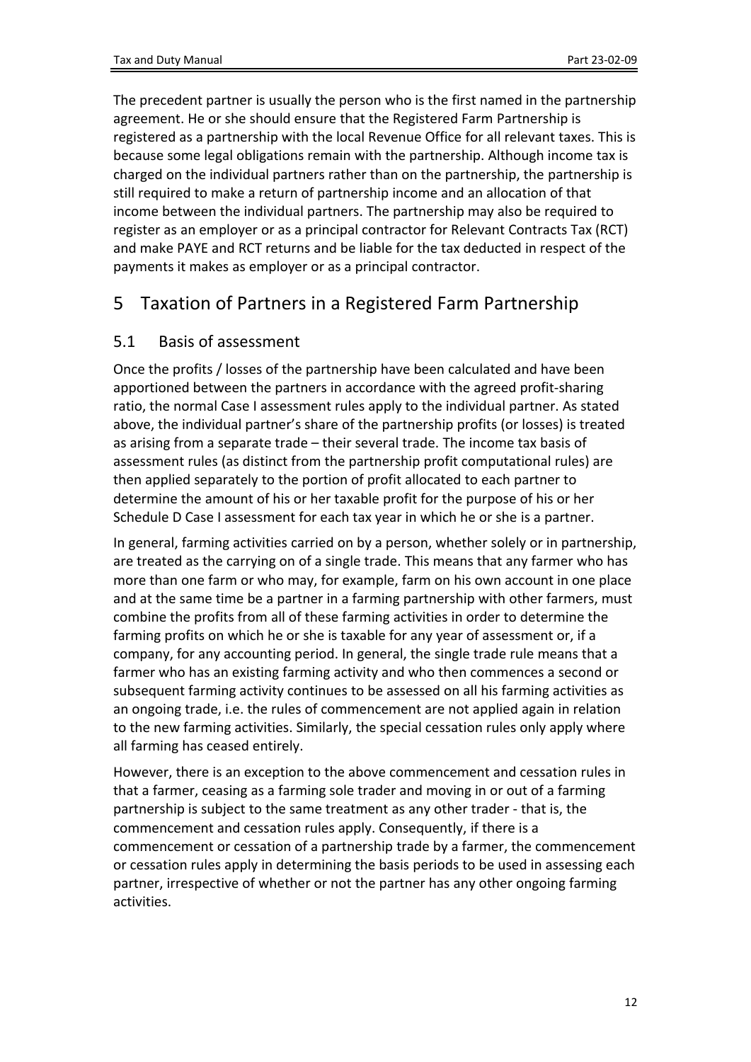The precedent partner is usually the person who is the first named in the partnership agreement. He or she should ensure that the Registered Farm Partnership is registered as a partnership with the local Revenue Office for all relevant taxes. This is because some legal obligations remain with the partnership. Although income tax is charged on the individual partners rather than on the partnership, the partnership is still required to make a return of partnership income and an allocation of that income between the individual partners. The partnership may also be required to register as an employer or as a principal contractor for Relevant Contracts Tax (RCT) and make PAYE and RCT returns and be liable for the tax deducted in respect of the payments it makes as employer or as a principal contractor.

# 5 Taxation of Partners in a Registered Farm Partnership

## 5.1 Basis of assessment

Once the profits / losses of the partnership have been calculated and have been apportioned between the partners in accordance with the agreed profit-sharing ratio, the normal Case I assessment rules apply to the individual partner. As stated above, the individual partner's share of the partnership profits (or losses) is treated as arising from a separate trade – their several trade. The income tax basis of assessment rules (as distinct from the partnership profit computational rules) are then applied separately to the portion of profit allocated to each partner to determine the amount of his or her taxable profit for the purpose of his or her Schedule D Case I assessment for each tax year in which he or she is a partner.

In general, farming activities carried on by a person, whether solely or in partnership, are treated as the carrying on of a single trade. This means that any farmer who has more than one farm or who may, for example, farm on his own account in one place and at the same time be a partner in a farming partnership with other farmers, must combine the profits from all of these farming activities in order to determine the farming profits on which he or she is taxable for any year of assessment or, if a company, for any accounting period. In general, the single trade rule means that a farmer who has an existing farming activity and who then commences a second or subsequent farming activity continues to be assessed on all his farming activities as an ongoing trade, i.e. the rules of commencement are not applied again in relation to the new farming activities. Similarly, the special cessation rules only apply where all farming has ceased entirely.

However, there is an exception to the above commencement and cessation rules in that a farmer, ceasing as a farming sole trader and moving in or out of a farming partnership is subject to the same treatment as any other trader - that is, the commencement and cessation rules apply. Consequently, if there is a commencement or cessation of a partnership trade by a farmer, the commencement or cessation rules apply in determining the basis periods to be used in assessing each partner, irrespective of whether or not the partner has any other ongoing farming activities.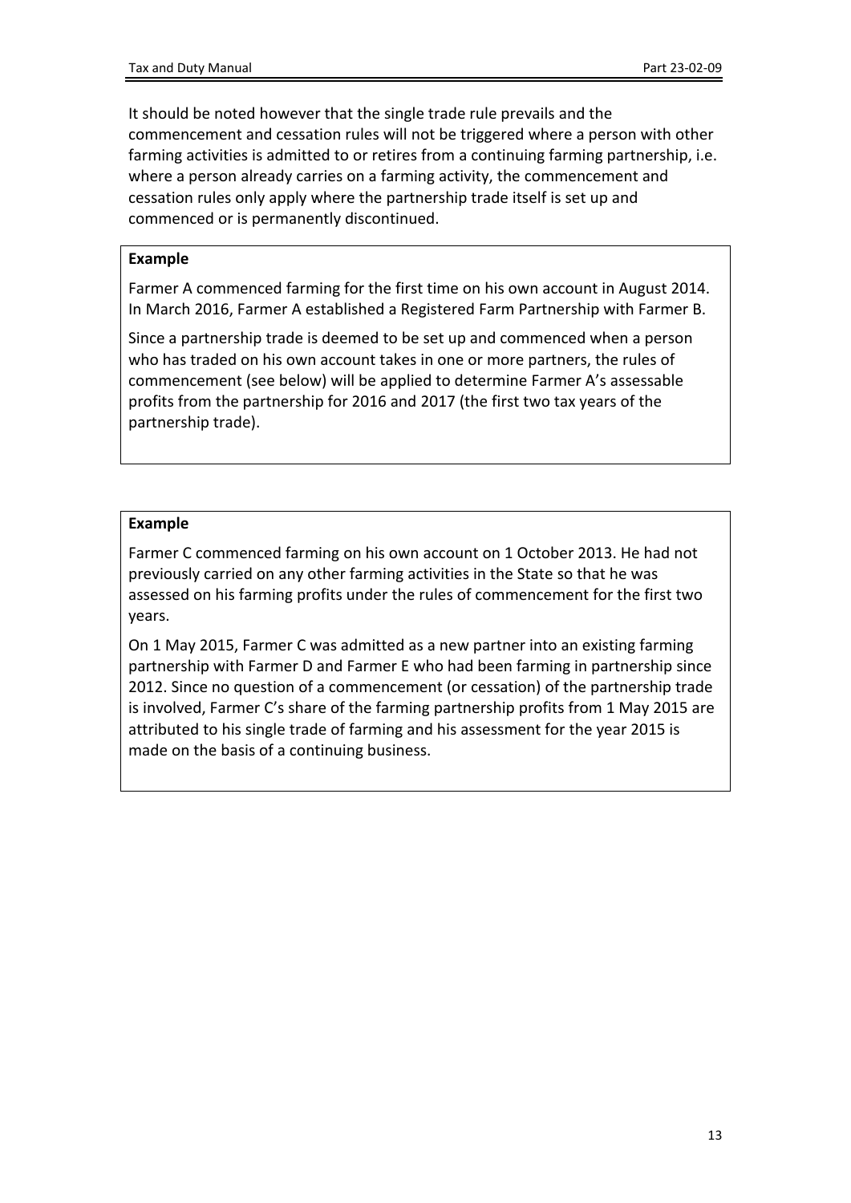It should be noted however that the single trade rule prevails and the commencement and cessation rules will not be triggered where a person with other farming activities is admitted to or retires from a continuing farming partnership, i.e. where a person already carries on a farming activity, the commencement and cessation rules only apply where the partnership trade itself is set up and commenced or is permanently discontinued.

**Example**

Farmer A commenced farming for the first time on his own account in August 2014. In March 2016, Farmer A established a Registered Farm Partnership with Farmer B.

Since a partnership trade is deemed to be set up and commenced when a person who has traded on his own account takes in one or more partners, the rules of commencement (see below) will be applied to determine Farmer A's assessable profits from the partnership for 2016 and 2017 (the first two tax years of the partnership trade).

**Example**

Farmer C commenced farming on his own account on 1 October 2013. He had not previously carried on any other farming activities in the State so that he was assessed on his farming profits under the rules of commencement for the first two years.

On 1 May 2015, Farmer C was admitted as a new partner into an existing farming partnership with Farmer D and Farmer E who had been farming in partnership since 2012. Since no question of a commencement (or cessation) of the partnership trade is involved, Farmer C's share of the farming partnership profits from 1 May 2015 are attributed to his single trade of farming and his assessment for the year 2015 is made on the basis of a continuing business.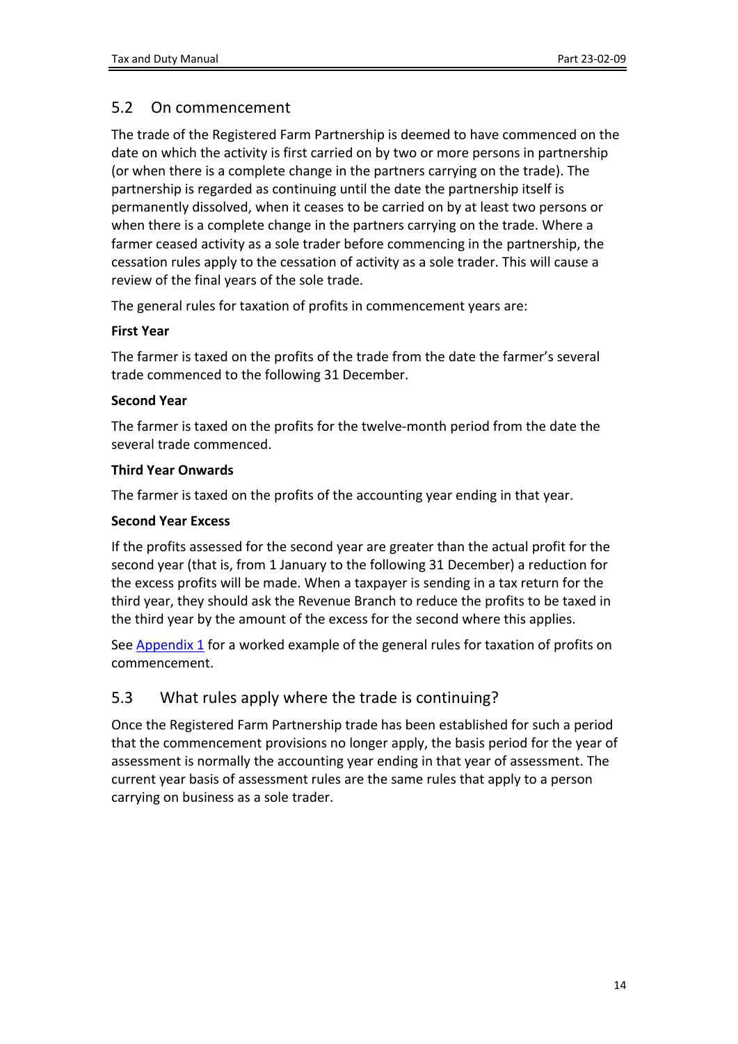## 5.2 On commencement

The trade of the Registered Farm Partnership is deemed to have commenced on the date on which the activity is first carried on by two or more persons in partnership (or when there is a complete change in the partners carrying on the trade). The partnership is regarded as continuing until the date the partnership itself is permanently dissolved, when it ceases to be carried on by at least two persons or when there is a complete change in the partners carrying on the trade. Where a farmer ceased activity as a sole trader before commencing in the partnership, the cessation rules apply to the cessation of activity as a sole trader. This will cause a review of the final years of the sole trade.

The general rules for taxation of profits in commencement years are:

**First Year**

The farmer is taxed on the profits of the trade from the date the farmer's several trade commenced to the following 31 December.

**Second Year**

The farmer is taxed on the profits for the twelve-month period from the date the several trade commenced.

**Third Year Onwards**

The farmer is taxed on the profits of the accounting year ending in that year.

**Second Year Excess**

If the profits assessed for the second year are greater than the actual profit for the second year (that is, from 1 January to the following 31 December) a reduction for the excess profits will be made. When a taxpayer is sending in a tax return for the third year, they should ask the Revenue Branch to reduce the profits to be taxed in the third year by the amount of the excess for the second where this applies.

See Appendix 1 for a worked example of the general rules for taxation of profits on commencement.

## 5.3 What rules apply where the trade is continuing?

Once the Registered Farm Partnership trade has been established for such a period that the commencement provisions no longer apply, the basis period for the year of assessment is normally the accounting year ending in that year of assessment. The current year basis of assessment rules are the same rules that apply to a person carrying on business as a sole trader.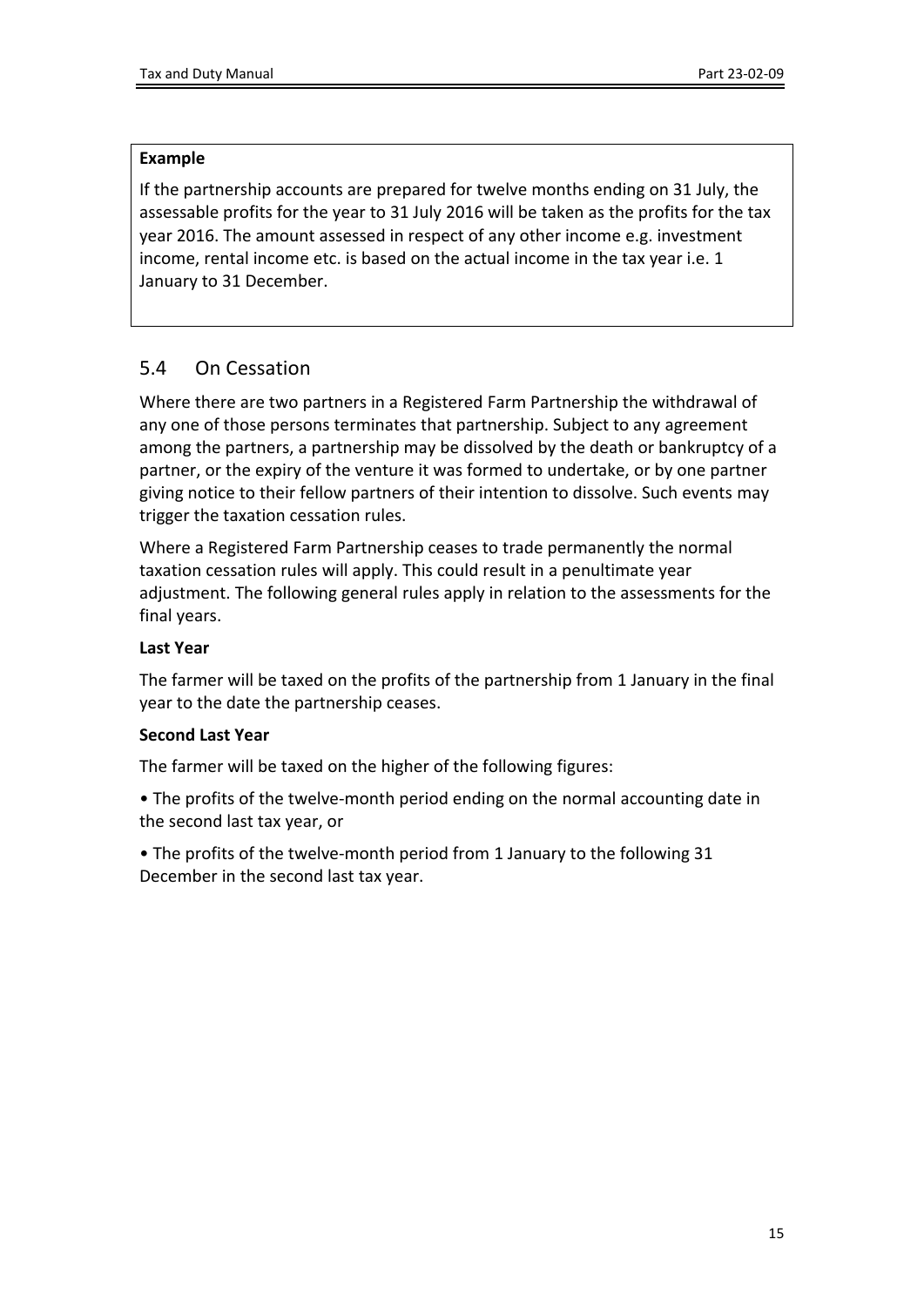**Example**

If the partnership accounts are prepared for twelve months ending on 31 July, the assessable profits for the year to 31 July 2016 will be taken as the profits for the tax year 2016. The amount assessed in respect of any other income e.g. investment income, rental income etc. is based on the actual income in the tax year i.e. 1 January to 31 December.

## 5.4 On Cessation

Where there are two partners in a Registered Farm Partnership the withdrawal of any one of those persons terminates that partnership. Subject to any agreement among the partners, a partnership may be dissolved by the death or bankruptcy of a partner, or the expiry of the venture it was formed to undertake, or by one partner giving notice to their fellow partners of their intention to dissolve. Such events may trigger the taxation cessation rules.

Where a Registered Farm Partnership ceases to trade permanently the normal taxation cessation rules will apply. This could result in a penultimate year adjustment. The following general rules apply in relation to the assessments for the final years.

**Last Year**

The farmer will be taxed on the profits of the partnership from 1 January in the final year to the date the partnership ceases.

**Second Last Year**

The farmer will be taxed on the higher of the following figures:

- The profits of the twelve-month period ending on the normal accounting date in the second last tax year, or
- The profits of the twelve-month period from 1 January to the following 31 December in the second last tax year.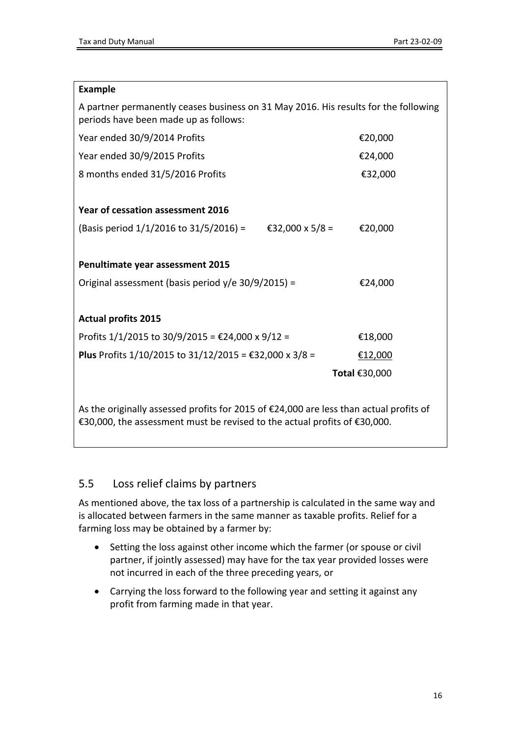**Example**

A partner permanently ceases business on 31 May 2016. His results for the following periods have been made up as follows:

| | |
|---|---|
| Year ended 30/9/2014 Profits | €20,000 |
| Year ended 30/9/2015 Profits | €24,000 |
| 8 months ended 31/5/2016 Profits | €32,000 |

**Year of cessation assessment 2016**

| | | |
|---|---|---|
| (Basis period 1/1/2016 to 31/5/2016) = | €32,000 x 5/8 = | €20,000 |

**Penultimate year assessment 2015**

| | |
|---|---|
| Original assessment (basis period y/e 30/9/2015) = | €24,000 |

**Actual profits 2015**

| | |
|---|---|
| Profits 1/1/2015 to 30/9/2015 = €24,000 x 9/12 = | €18,000 |
| **Plus** Profits 1/10/2015 to 31/12/2015 = €32,000 x 3/8 = | €12,000 |
| | **Total** €30,000 |

As the originally assessed profits for 2015 of €24,000 are less than actual profits of €30,000, the assessment must be revised to the actual profits of €30,000.

## 5.5 Loss relief claims by partners

As mentioned above, the tax loss of a partnership is calculated in the same way and is allocated between farmers in the same manner as taxable profits. Relief for a farming loss may be obtained by a farmer by:

- Setting the loss against other income which the farmer (or spouse or civil partner, if jointly assessed) may have for the tax year provided losses were not incurred in each of the three preceding years, or
- Carrying the loss forward to the following year and setting it against any profit from farming made in that year.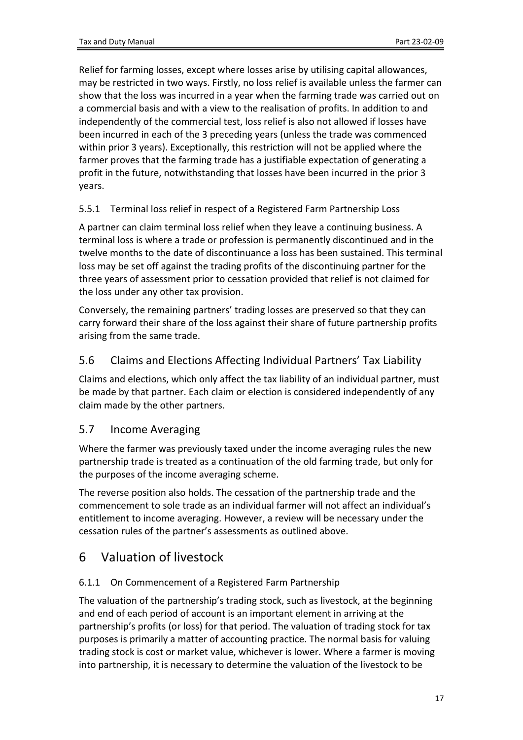Relief for farming losses, except where losses arise by utilising capital allowances, may be restricted in two ways. Firstly, no loss relief is available unless the farmer can show that the loss was incurred in a year when the farming trade was carried out on a commercial basis and with a view to the realisation of profits. In addition to and independently of the commercial test, loss relief is also not allowed if losses have been incurred in each of the 3 preceding years (unless the trade was commenced within prior 3 years). Exceptionally, this restriction will not be applied where the farmer proves that the farming trade has a justifiable expectation of generating a profit in the future, notwithstanding that losses have been incurred in the prior 3 years.

### 5.5.1 Terminal loss relief in respect of a Registered Farm Partnership Loss

A partner can claim terminal loss relief when they leave a continuing business. A terminal loss is where a trade or profession is permanently discontinued and in the twelve months to the date of discontinuance a loss has been sustained. This terminal loss may be set off against the trading profits of the discontinuing partner for the three years of assessment prior to cessation provided that relief is not claimed for the loss under any other tax provision.

Conversely, the remaining partners' trading losses are preserved so that they can carry forward their share of the loss against their share of future partnership profits arising from the same trade.

## 5.6 Claims and Elections Affecting Individual Partners' Tax Liability

Claims and elections, which only affect the tax liability of an individual partner, must be made by that partner. Each claim or election is considered independently of any claim made by the other partners.

## 5.7 Income Averaging

Where the farmer was previously taxed under the income averaging rules the new partnership trade is treated as a continuation of the old farming trade, but only for the purposes of the income averaging scheme.

The reverse position also holds. The cessation of the partnership trade and the commencement to sole trade as an individual farmer will not affect an individual's entitlement to income averaging. However, a review will be necessary under the cessation rules of the partner's assessments as outlined above.

# 6 Valuation of livestock

### 6.1.1 On Commencement of a Registered Farm Partnership

The valuation of the partnership's trading stock, such as livestock, at the beginning and end of each period of account is an important element in arriving at the partnership's profits (or loss) for that period. The valuation of trading stock for tax purposes is primarily a matter of accounting practice. The normal basis for valuing trading stock is cost or market value, whichever is lower. Where a farmer is moving into partnership, it is necessary to determine the valuation of the livestock to be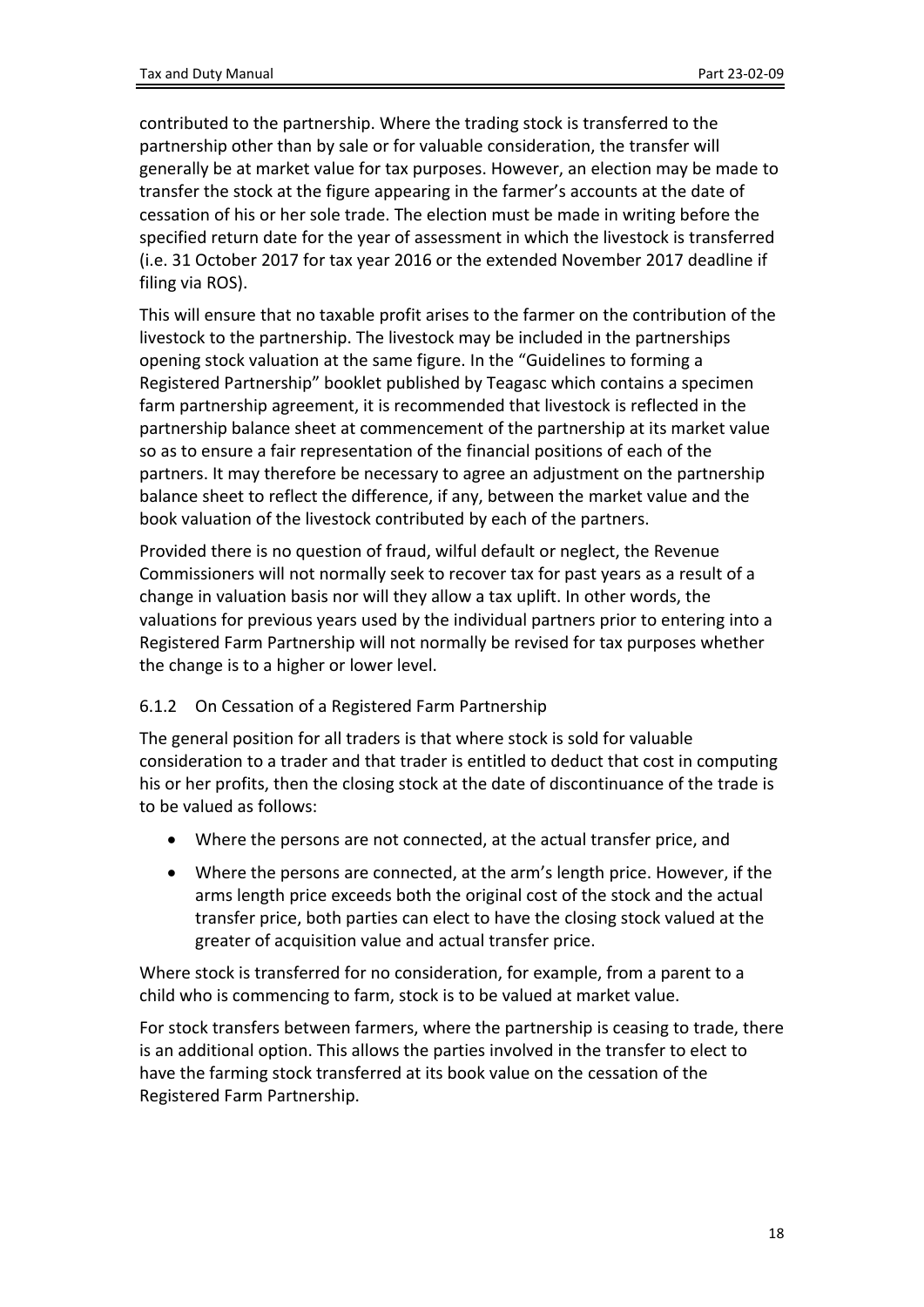contributed to the partnership. Where the trading stock is transferred to the partnership other than by sale or for valuable consideration, the transfer will generally be at market value for tax purposes. However, an election may be made to transfer the stock at the figure appearing in the farmer's accounts at the date of cessation of his or her sole trade. The election must be made in writing before the specified return date for the year of assessment in which the livestock is transferred (i.e. 31 October 2017 for tax year 2016 or the extended November 2017 deadline if filing via ROS).

This will ensure that no taxable profit arises to the farmer on the contribution of the livestock to the partnership. The livestock may be included in the partnerships opening stock valuation at the same figure. In the "Guidelines to forming a Registered Partnership" booklet published by Teagasc which contains a specimen farm partnership agreement, it is recommended that livestock is reflected in the partnership balance sheet at commencement of the partnership at its market value so as to ensure a fair representation of the financial positions of each of the partners. It may therefore be necessary to agree an adjustment on the partnership balance sheet to reflect the difference, if any, between the market value and the book valuation of the livestock contributed by each of the partners.

Provided there is no question of fraud, wilful default or neglect, the Revenue Commissioners will not normally seek to recover tax for past years as a result of a change in valuation basis nor will they allow a tax uplift. In other words, the valuations for previous years used by the individual partners prior to entering into a Registered Farm Partnership will not normally be revised for tax purposes whether the change is to a higher or lower level.

### 6.1.2 On Cessation of a Registered Farm Partnership

The general position for all traders is that where stock is sold for valuable consideration to a trader and that trader is entitled to deduct that cost in computing his or her profits, then the closing stock at the date of discontinuance of the trade is to be valued as follows:

- Where the persons are not connected, at the actual transfer price, and
- Where the persons are connected, at the arm's length price. However, if the arms length price exceeds both the original cost of the stock and the actual transfer price, both parties can elect to have the closing stock valued at the greater of acquisition value and actual transfer price.

Where stock is transferred for no consideration, for example, from a parent to a child who is commencing to farm, stock is to be valued at market value.

For stock transfers between farmers, where the partnership is ceasing to trade, there is an additional option. This allows the parties involved in the transfer to elect to have the farming stock transferred at its book value on the cessation of the Registered Farm Partnership.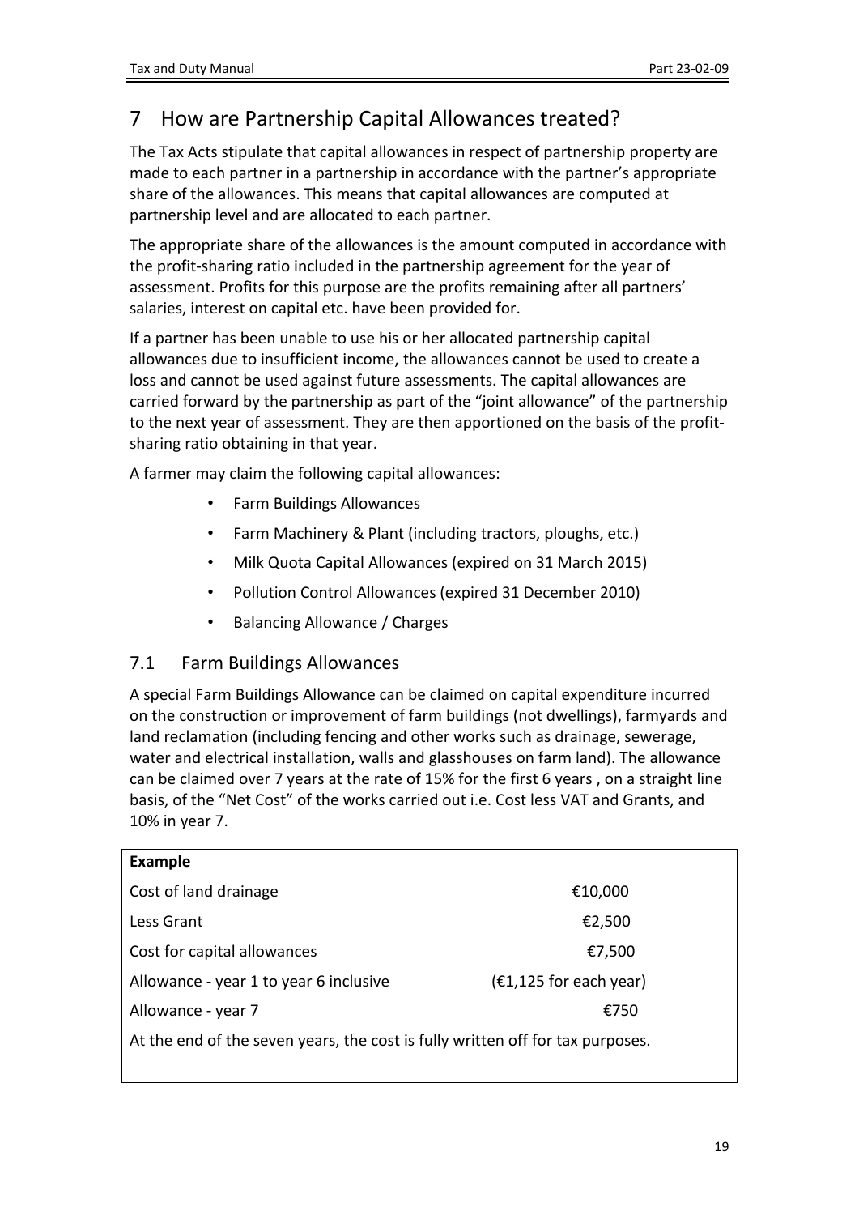# 7 How are Partnership Capital Allowances treated?

The Tax Acts stipulate that capital allowances in respect of partnership property are made to each partner in a partnership in accordance with the partner's appropriate share of the allowances. This means that capital allowances are computed at partnership level and are allocated to each partner.

The appropriate share of the allowances is the amount computed in accordance with the profit-sharing ratio included in the partnership agreement for the year of assessment. Profits for this purpose are the profits remaining after all partners' salaries, interest on capital etc. have been provided for.

If a partner has been unable to use his or her allocated partnership capital allowances due to insufficient income, the allowances cannot be used to create a loss and cannot be used against future assessments. The capital allowances are carried forward by the partnership as part of the "joint allowance" of the partnership to the next year of assessment. They are then apportioned on the basis of the profit-sharing ratio obtaining in that year.

A farmer may claim the following capital allowances:

- Farm Buildings Allowances
- Farm Machinery & Plant (including tractors, ploughs, etc.)
- Milk Quota Capital Allowances (expired on 31 March 2015)
- Pollution Control Allowances (expired 31 December 2010)
- Balancing Allowance / Charges

## 7.1 Farm Buildings Allowances

A special Farm Buildings Allowance can be claimed on capital expenditure incurred on the construction or improvement of farm buildings (not dwellings), farmyards and land reclamation (including fencing and other works such as drainage, sewerage, water and electrical installation, walls and glasshouses on farm land). The allowance can be claimed over 7 years at the rate of 15% for the first 6 years , on a straight line basis, of the "Net Cost" of the works carried out i.e. Cost less VAT and Grants, and 10% in year 7.

| **Example** | |
|---|---|
| Cost of land drainage | €10,000 |
| Less Grant | €2,500 |
| Cost for capital allowances | €7,500 |
| Allowance - year 1 to year 6 inclusive | (€1,125 for each year) |
| Allowance - year 7 | €750 |

At the end of the seven years, the cost is fully written off for tax purposes.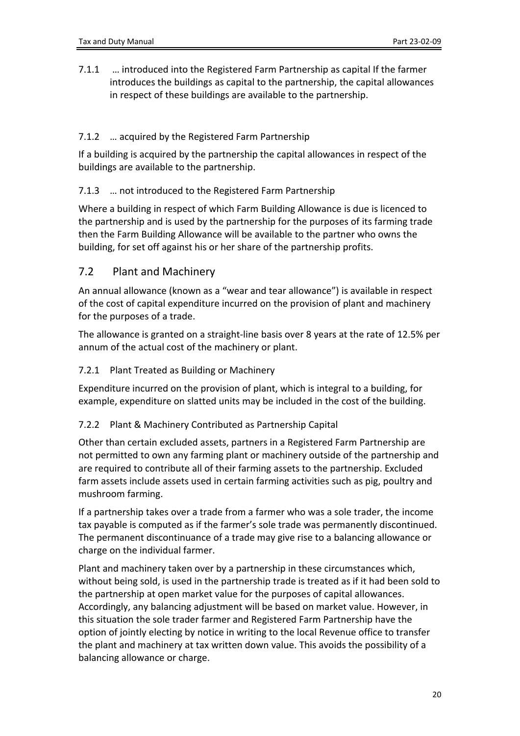7.1.1 … introduced into the Registered Farm Partnership as capital If the farmer introduces the buildings as capital to the partnership, the capital allowances in respect of these buildings are available to the partnership.

#### 7.1.2 … acquired by the Registered Farm Partnership

If a building is acquired by the partnership the capital allowances in respect of the buildings are available to the partnership.

#### 7.1.3 … not introduced to the Registered Farm Partnership

Where a building in respect of which Farm Building Allowance is due is licenced to the partnership and is used by the partnership for the purposes of its farming trade then the Farm Building Allowance will be available to the partner who owns the building, for set off against his or her share of the partnership profits.

## 7.2 Plant and Machinery

An annual allowance (known as a "wear and tear allowance") is available in respect of the cost of capital expenditure incurred on the provision of plant and machinery for the purposes of a trade.

The allowance is granted on a straight-line basis over 8 years at the rate of 12.5% per annum of the actual cost of the machinery or plant.

#### 7.2.1 Plant Treated as Building or Machinery

Expenditure incurred on the provision of plant, which is integral to a building, for example, expenditure on slatted units may be included in the cost of the building.

#### 7.2.2 Plant & Machinery Contributed as Partnership Capital

Other than certain excluded assets, partners in a Registered Farm Partnership are not permitted to own any farming plant or machinery outside of the partnership and are required to contribute all of their farming assets to the partnership. Excluded farm assets include assets used in certain farming activities such as pig, poultry and mushroom farming.

If a partnership takes over a trade from a farmer who was a sole trader, the income tax payable is computed as if the farmer's sole trade was permanently discontinued. The permanent discontinuance of a trade may give rise to a balancing allowance or charge on the individual farmer.

Plant and machinery taken over by a partnership in these circumstances which, without being sold, is used in the partnership trade is treated as if it had been sold to the partnership at open market value for the purposes of capital allowances. Accordingly, any balancing adjustment will be based on market value. However, in this situation the sole trader farmer and Registered Farm Partnership have the option of jointly electing by notice in writing to the local Revenue office to transfer the plant and machinery at tax written down value. This avoids the possibility of a balancing allowance or charge.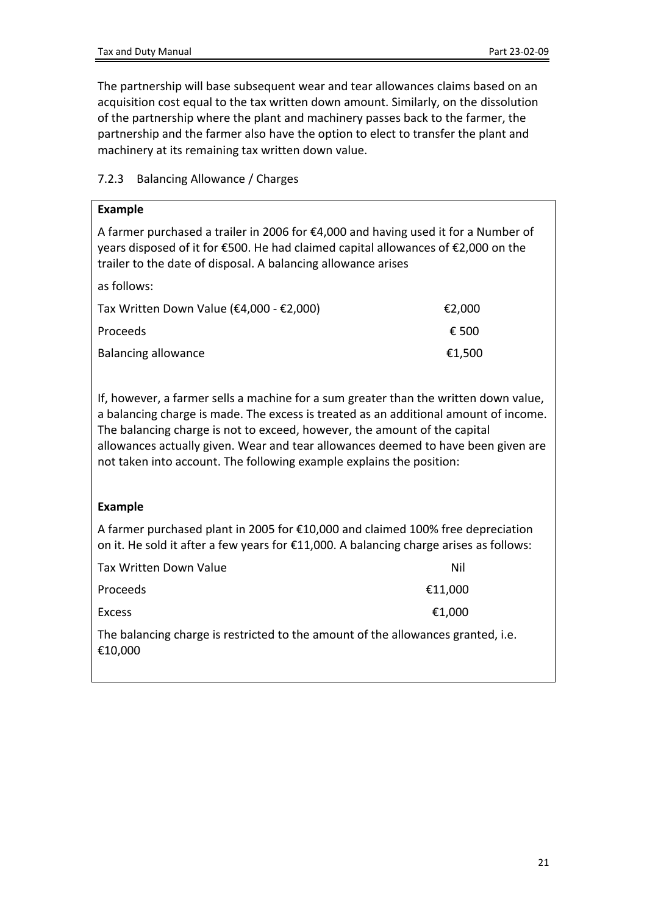The partnership will base subsequent wear and tear allowances claims based on an acquisition cost equal to the tax written down amount. Similarly, on the dissolution of the partnership where the plant and machinery passes back to the farmer, the partnership and the farmer also have the option to elect to transfer the plant and machinery at its remaining tax written down value.

### 7.2.3 Balancing Allowance / Charges

**Example**

A farmer purchased a trailer in 2006 for €4,000 and having used it for a Number of years disposed of it for €500. He had claimed capital allowances of €2,000 on the trailer to the date of disposal. A balancing allowance arises

as follows:

| | |
|---|---|
| Tax Written Down Value (€4,000 - €2,000) | €2,000 |
| Proceeds | € 500 |
| Balancing allowance | €1,500 |

If, however, a farmer sells a machine for a sum greater than the written down value, a balancing charge is made. The excess is treated as an additional amount of income. The balancing charge is not to exceed, however, the amount of the capital allowances actually given. Wear and tear allowances deemed to have been given are not taken into account. The following example explains the position:

**Example**

A farmer purchased plant in 2005 for €10,000 and claimed 100% free depreciation on it. He sold it after a few years for €11,000. A balancing charge arises as follows:

| | |
|---|---|
| Tax Written Down Value | Nil |
| Proceeds | €11,000 |
| Excess | €1,000 |

The balancing charge is restricted to the amount of the allowances granted, i.e. €10,000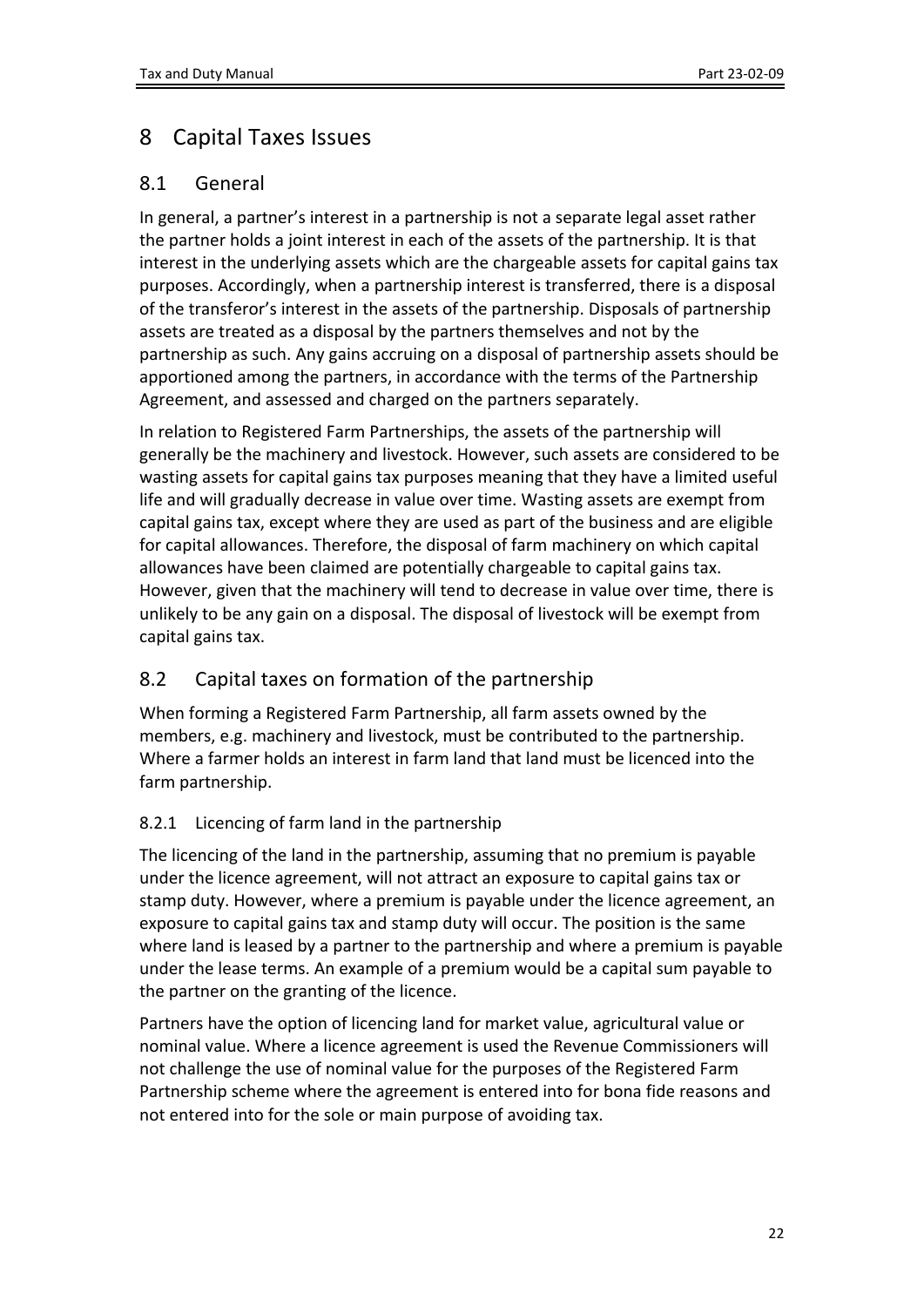# 8 Capital Taxes Issues

## 8.1 General

In general, a partner's interest in a partnership is not a separate legal asset rather the partner holds a joint interest in each of the assets of the partnership. It is that interest in the underlying assets which are the chargeable assets for capital gains tax purposes. Accordingly, when a partnership interest is transferred, there is a disposal of the transferor's interest in the assets of the partnership. Disposals of partnership assets are treated as a disposal by the partners themselves and not by the partnership as such. Any gains accruing on a disposal of partnership assets should be apportioned among the partners, in accordance with the terms of the Partnership Agreement, and assessed and charged on the partners separately.

In relation to Registered Farm Partnerships, the assets of the partnership will generally be the machinery and livestock. However, such assets are considered to be wasting assets for capital gains tax purposes meaning that they have a limited useful life and will gradually decrease in value over time. Wasting assets are exempt from capital gains tax, except where they are used as part of the business and are eligible for capital allowances. Therefore, the disposal of farm machinery on which capital allowances have been claimed are potentially chargeable to capital gains tax. However, given that the machinery will tend to decrease in value over time, there is unlikely to be any gain on a disposal. The disposal of livestock will be exempt from capital gains tax.

## 8.2 Capital taxes on formation of the partnership

When forming a Registered Farm Partnership, all farm assets owned by the members, e.g. machinery and livestock, must be contributed to the partnership. Where a farmer holds an interest in farm land that land must be licenced into the farm partnership.

### 8.2.1 Licencing of farm land in the partnership

The licencing of the land in the partnership, assuming that no premium is payable under the licence agreement, will not attract an exposure to capital gains tax or stamp duty. However, where a premium is payable under the licence agreement, an exposure to capital gains tax and stamp duty will occur. The position is the same where land is leased by a partner to the partnership and where a premium is payable under the lease terms. An example of a premium would be a capital sum payable to the partner on the granting of the licence.

Partners have the option of licencing land for market value, agricultural value or nominal value. Where a licence agreement is used the Revenue Commissioners will not challenge the use of nominal value for the purposes of the Registered Farm Partnership scheme where the agreement is entered into for bona fide reasons and not entered into for the sole or main purpose of avoiding tax.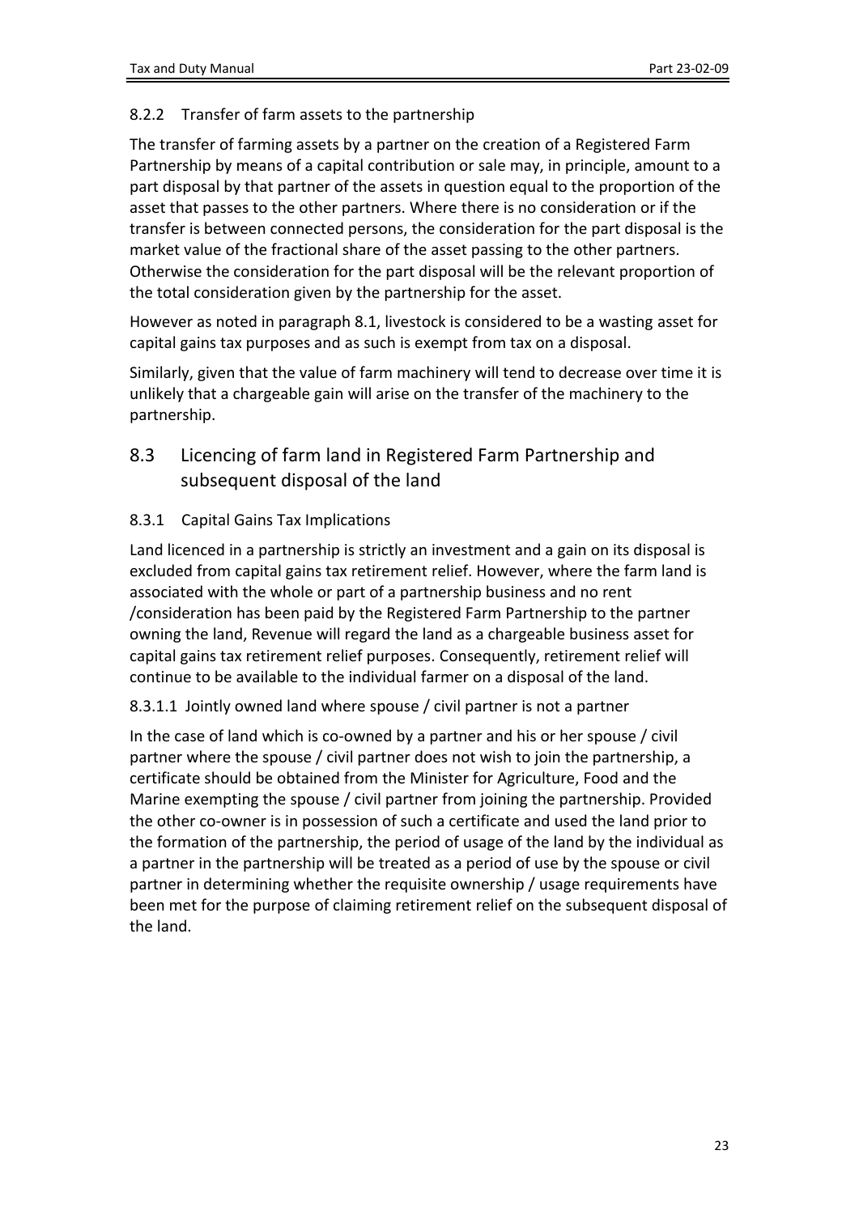#### 8.2.2 Transfer of farm assets to the partnership

The transfer of farming assets by a partner on the creation of a Registered Farm Partnership by means of a capital contribution or sale may, in principle, amount to a part disposal by that partner of the assets in question equal to the proportion of the asset that passes to the other partners. Where there is no consideration or if the transfer is between connected persons, the consideration for the part disposal is the market value of the fractional share of the asset passing to the other partners. Otherwise the consideration for the part disposal will be the relevant proportion of the total consideration given by the partnership for the asset.

However as noted in paragraph 8.1, livestock is considered to be a wasting asset for capital gains tax purposes and as such is exempt from tax on a disposal.

Similarly, given that the value of farm machinery will tend to decrease over time it is unlikely that a chargeable gain will arise on the transfer of the machinery to the partnership.

## 8.3 Licencing of farm land in Registered Farm Partnership and subsequent disposal of the land

#### 8.3.1 Capital Gains Tax Implications

Land licenced in a partnership is strictly an investment and a gain on its disposal is excluded from capital gains tax retirement relief. However, where the farm land is associated with the whole or part of a partnership business and no rent /consideration has been paid by the Registered Farm Partnership to the partner owning the land, Revenue will regard the land as a chargeable business asset for capital gains tax retirement relief purposes. Consequently, retirement relief will continue to be available to the individual farmer on a disposal of the land.

##### 8.3.1.1 Jointly owned land where spouse / civil partner is not a partner

In the case of land which is co-owned by a partner and his or her spouse / civil partner where the spouse / civil partner does not wish to join the partnership, a certificate should be obtained from the Minister for Agriculture, Food and the Marine exempting the spouse / civil partner from joining the partnership. Provided the other co-owner is in possession of such a certificate and used the land prior to the formation of the partnership, the period of usage of the land by the individual as a partner in the partnership will be treated as a period of use by the spouse or civil partner in determining whether the requisite ownership / usage requirements have been met for the purpose of claiming retirement relief on the subsequent disposal of the land.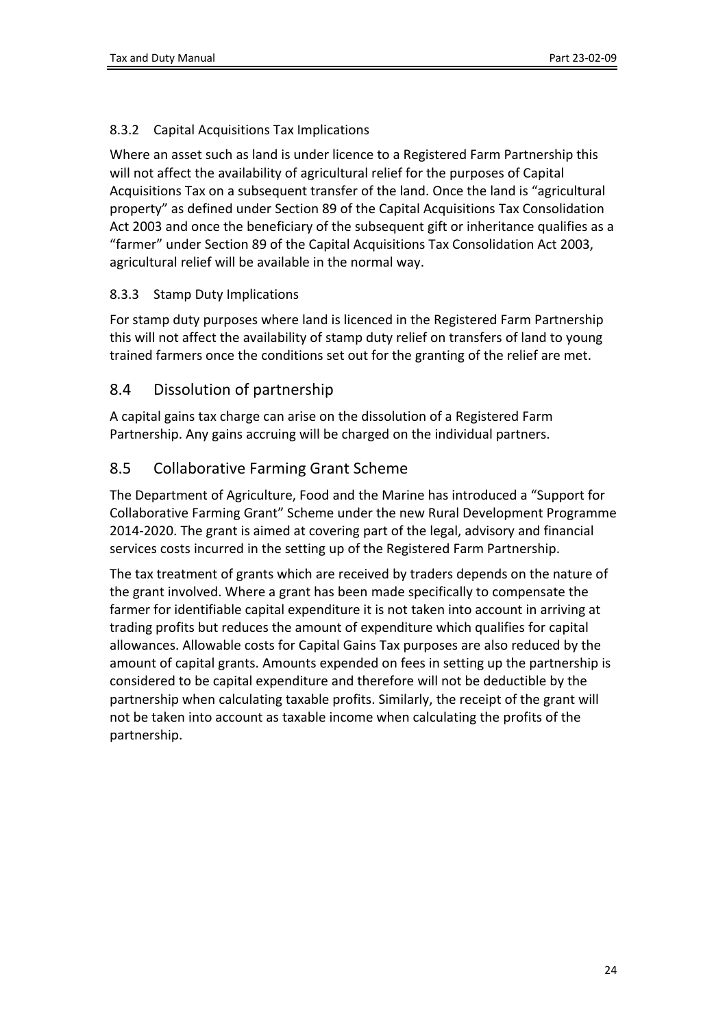### 8.3.2 Capital Acquisitions Tax Implications

Where an asset such as land is under licence to a Registered Farm Partnership this will not affect the availability of agricultural relief for the purposes of Capital Acquisitions Tax on a subsequent transfer of the land. Once the land is "agricultural property" as defined under Section 89 of the Capital Acquisitions Tax Consolidation Act 2003 and once the beneficiary of the subsequent gift or inheritance qualifies as a "farmer" under Section 89 of the Capital Acquisitions Tax Consolidation Act 2003, agricultural relief will be available in the normal way.

### 8.3.3 Stamp Duty Implications

For stamp duty purposes where land is licenced in the Registered Farm Partnership this will not affect the availability of stamp duty relief on transfers of land to young trained farmers once the conditions set out for the granting of the relief are met.

## 8.4 Dissolution of partnership

A capital gains tax charge can arise on the dissolution of a Registered Farm Partnership. Any gains accruing will be charged on the individual partners.

## 8.5 Collaborative Farming Grant Scheme

The Department of Agriculture, Food and the Marine has introduced a "Support for Collaborative Farming Grant" Scheme under the new Rural Development Programme 2014-2020. The grant is aimed at covering part of the legal, advisory and financial services costs incurred in the setting up of the Registered Farm Partnership.

The tax treatment of grants which are received by traders depends on the nature of the grant involved. Where a grant has been made specifically to compensate the farmer for identifiable capital expenditure it is not taken into account in arriving at trading profits but reduces the amount of expenditure which qualifies for capital allowances. Allowable costs for Capital Gains Tax purposes are also reduced by the amount of capital grants. Amounts expended on fees in setting up the partnership is considered to be capital expenditure and therefore will not be deductible by the partnership when calculating taxable profits. Similarly, the receipt of the grant will not be taken into account as taxable income when calculating the profits of the partnership.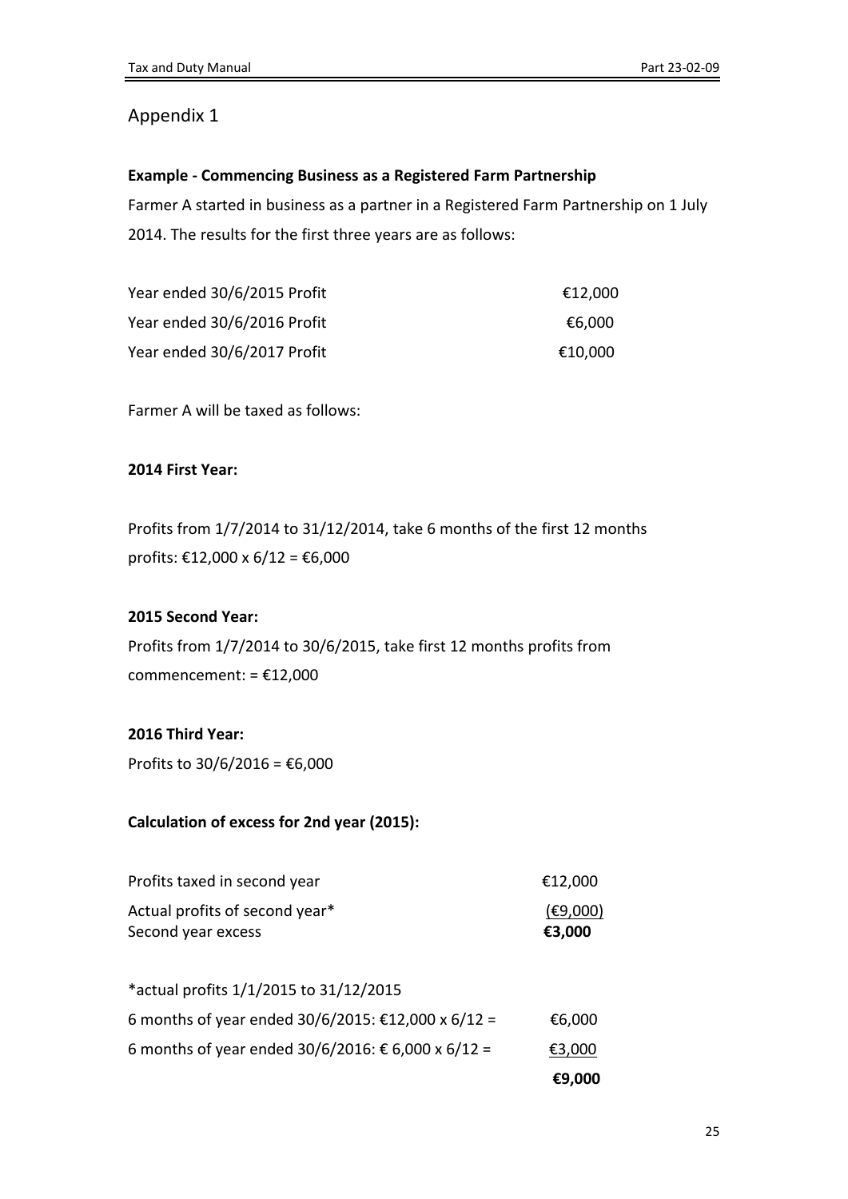## Appendix 1

**Example - Commencing Business as a Registered Farm Partnership**

Farmer A started in business as a partner in a Registered Farm Partnership on 1 July 2014. The results for the first three years are as follows:

| | |
|---|---|
| Year ended 30/6/2015 Profit | €12,000 |
| Year ended 30/6/2016 Profit | €6,000 |
| Year ended 30/6/2017 Profit | €10,000 |

Farmer A will be taxed as follows:

**2014 First Year:**

Profits from 1/7/2014 to 31/12/2014, take 6 months of the first 12 months profits: €12,000 x 6/12 = €6,000

**2015 Second Year:**

Profits from 1/7/2014 to 30/6/2015, take first 12 months profits from commencement: = €12,000

**2016 Third Year:**

Profits to 30/6/2016 = €6,000

**Calculation of excess for 2nd year (2015):**

| | |
|---|---|
| Profits taxed in second year | €12,000 |
| Actual profits of second year* | (€9,000) |
| Second year excess | **€3,000** |

*actual profits 1/1/2015 to 31/12/2015

| | |
|---|---|
| 6 months of year ended 30/6/2015: €12,000 x 6/12 = | €6,000 |
| 6 months of year ended 30/6/2016: € 6,000 x 6/12 = | €3,000 |
| | **€9,000** |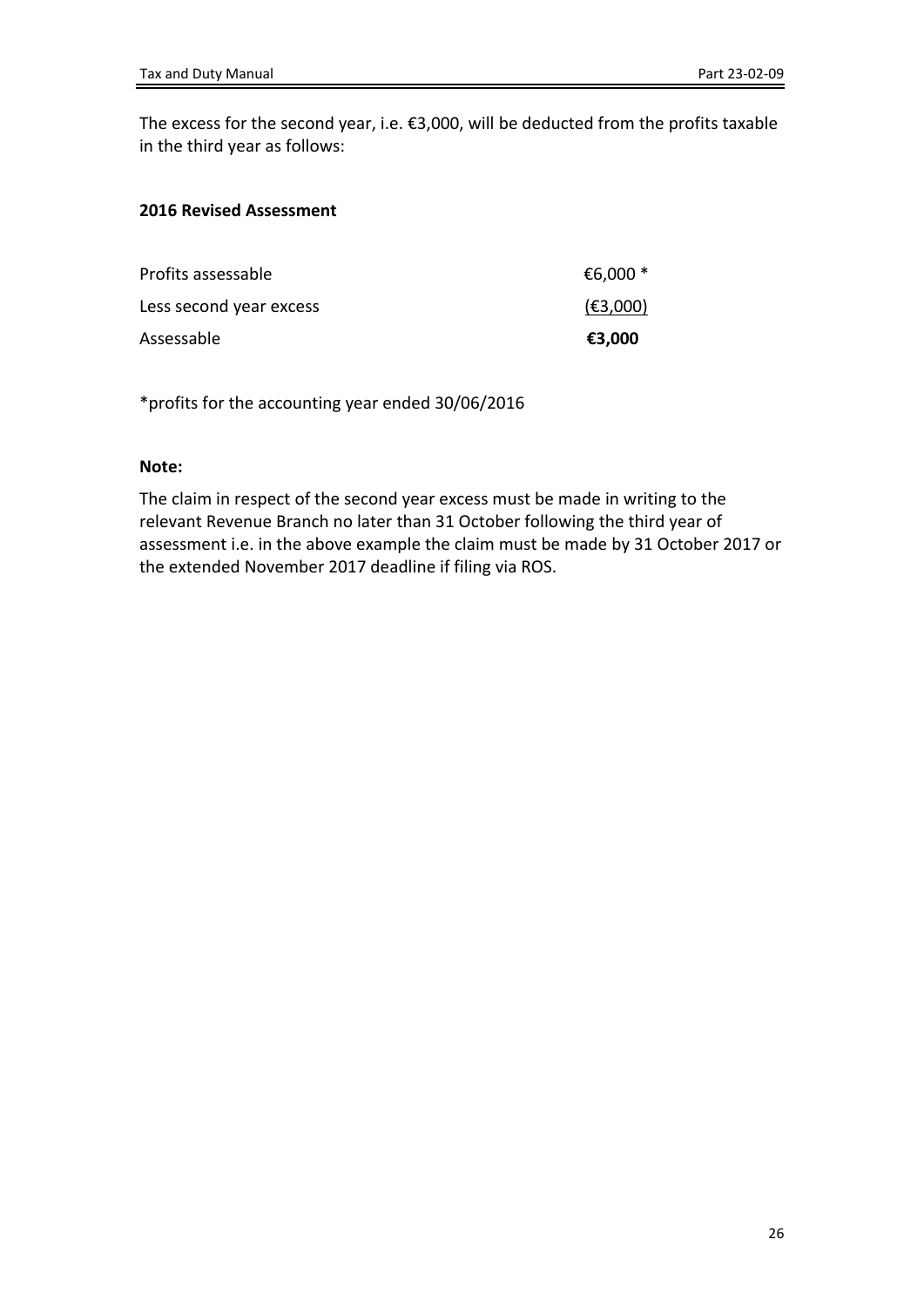The excess for the second year, i.e. €3,000, will be deducted from the profits taxable in the third year as follows:

**2016 Revised Assessment**

| | |
|---|---|
| Profits assessable | €6,000 * |
| Less second year excess | (€3,000) |
| Assessable | **€3,000** |

*profits for the accounting year ended 30/06/2016

**Note:**

The claim in respect of the second year excess must be made in writing to the relevant Revenue Branch no later than 31 October following the third year of assessment i.e. in the above example the claim must be made by 31 October 2017 or the extended November 2017 deadline if filing via ROS.